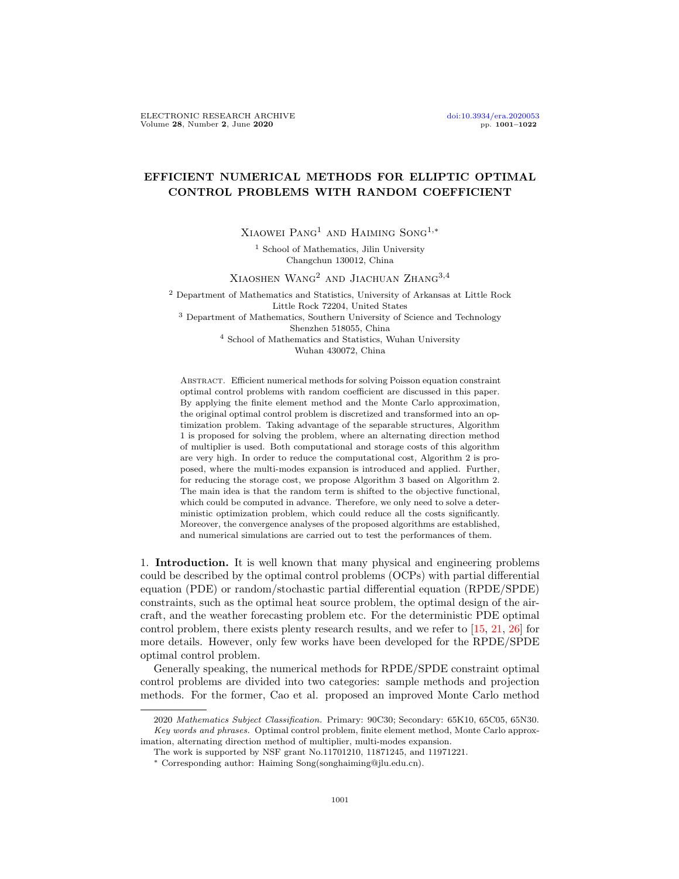# EFFICIENT NUMERICAL METHODS FOR ELLIPTIC OPTIMAL CONTROL PROBLEMS WITH RANDOM COEFFICIENT

Xiaowei Pang[1] and Haiming Song[1,*]

[1] School of Mathematics, Jilin University
Changchun 130012, China

Xiaoshen Wang[2] and Jiachuan Zhang[3,4]

[2] Department of Mathematics and Statistics, University of Arkansas at Little Rock
Little Rock 72204, United States

[3] Department of Mathematics, Southern University of Science and Technology
Shenzhen 518055, China

[4] School of Mathematics and Statistics, Wuhan University
Wuhan 430072, China

Abstract. Efficient numerical methods for solving Poisson equation constraint optimal control problems with random coefficient are discussed in this paper. By applying the finite element method and the Monte Carlo approximation, the original optimal control problem is discretized and transformed into an optimization problem. Taking advantage of the separable structures, Algorithm 1 is proposed for solving the problem, where an alternating direction method of multiplier is used. Both computational and storage costs of this algorithm are very high. In order to reduce the computational cost, Algorithm 2 is proposed, where the multi-modes expansion is introduced and applied. Further, for reducing the storage cost, we propose Algorithm 3 based on Algorithm 2. The main idea is that the random term is shifted to the objective functional, which could be computed in advance. Therefore, we only need to solve a deterministic optimization problem, which could reduce all the costs significantly. Moreover, the convergence analyses of the proposed algorithms are established, and numerical simulations are carried out to test the performances of them.

## 1. Introduction.

It is well known that many physical and engineering problems could be described by the optimal control problems (OCPs) with partial differential equation (PDE) or random/stochastic partial differential equation (RPDE/SPDE) constraints, such as the optimal heat source problem, the optimal design of the aircraft, and the weather forecasting problem etc. For the deterministic PDE optimal control problem, there exists plenty research results, and we refer to [15, 21, 26] for more details. However, only few works have been developed for the RPDE/SPDE optimal control problem.

Generally speaking, the numerical methods for RPDE/SPDE constraint optimal control problems are divided into two categories: sample methods and projection methods. For the former, Cao et al. proposed an improved Monte Carlo method

---

2020 *Mathematics Subject Classification.* Primary: 90C30; Secondary: 65K10, 65C05, 65N30.

*Key words and phrases.* Optimal control problem, finite element method, Monte Carlo approximation, alternating direction method of multiplier, multi-modes expansion.

The work is supported by NSF grant No.11701210, 11871245, and 11971221.

[*] Corresponding author: Haiming Song(songhaiming@jlu.edu.cn).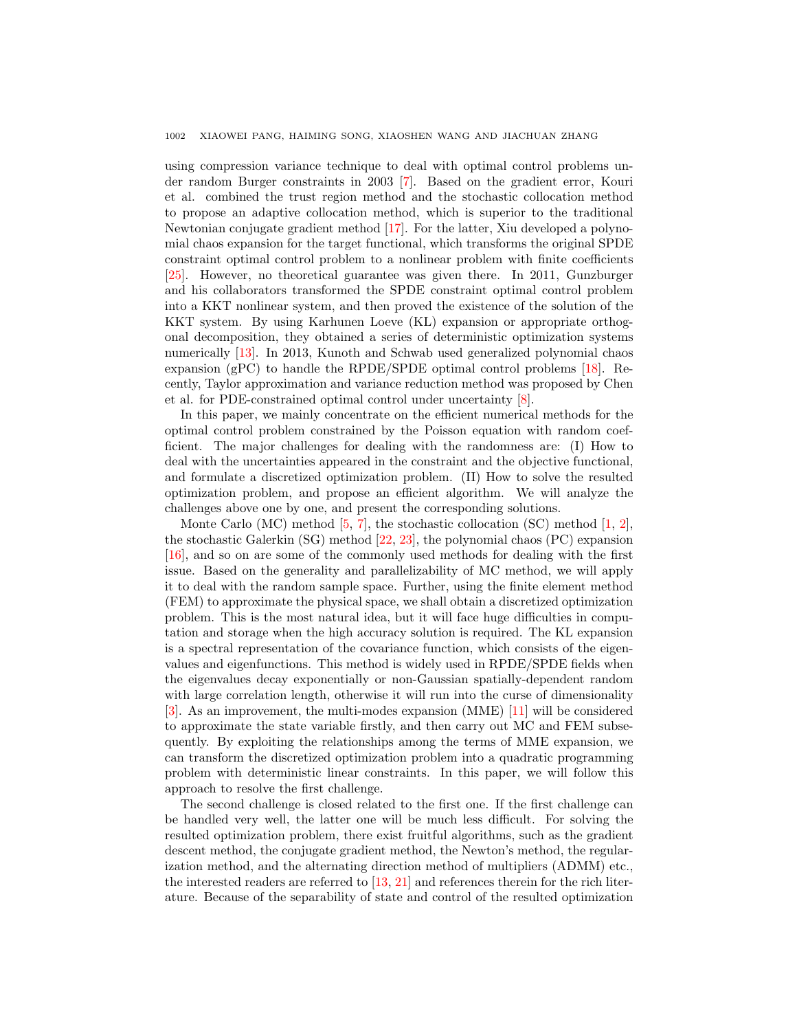using compression variance technique to deal with optimal control problems under random Burger constraints in 2003 [7]. Based on the gradient error, Kouri et al. combined the trust region method and the stochastic collocation method to propose an adaptive collocation method, which is superior to the traditional Newtonian conjugate gradient method [17]. For the latter, Xiu developed a polynomial chaos expansion for the target functional, which transforms the original SPDE constraint optimal control problem to a nonlinear problem with finite coefficients [25]. However, no theoretical guarantee was given there. In 2011, Gunzburger and his collaborators transformed the SPDE constraint optimal control problem into a KKT nonlinear system, and then proved the existence of the solution of the KKT system. By using Karhunen Loeve (KL) expansion or appropriate orthogonal decomposition, they obtained a series of deterministic optimization systems numerically [13]. In 2013, Kunoth and Schwab used generalized polynomial chaos expansion (gPC) to handle the RPDE/SPDE optimal control problems [18]. Recently, Taylor approximation and variance reduction method was proposed by Chen et al. for PDE-constrained optimal control under uncertainty [8].

In this paper, we mainly concentrate on the efficient numerical methods for the optimal control problem constrained by the Poisson equation with random coefficient. The major challenges for dealing with the randomness are: (I) How to deal with the uncertainties appeared in the constraint and the objective functional, and formulate a discretized optimization problem. (II) How to solve the resulted optimization problem, and propose an efficient algorithm. We will analyze the challenges above one by one, and present the corresponding solutions.

Monte Carlo (MC) method [5, 7], the stochastic collocation (SC) method [1, 2], the stochastic Galerkin (SG) method [22, 23], the polynomial chaos (PC) expansion [16], and so on are some of the commonly used methods for dealing with the first issue. Based on the generality and parallelizability of MC method, we will apply it to deal with the random sample space. Further, using the finite element method (FEM) to approximate the physical space, we shall obtain a discretized optimization problem. This is the most natural idea, but it will face huge difficulties in computation and storage when the high accuracy solution is required. The KL expansion is a spectral representation of the covariance function, which consists of the eigenvalues and eigenfunctions. This method is widely used in RPDE/SPDE fields when the eigenvalues decay exponentially or non-Gaussian spatially-dependent random with large correlation length, otherwise it will run into the curse of dimensionality [3]. As an improvement, the multi-modes expansion (MME) [11] will be considered to approximate the state variable firstly, and then carry out MC and FEM subsequently. By exploiting the relationships among the terms of MME expansion, we can transform the discretized optimization problem into a quadratic programming problem with deterministic linear constraints. In this paper, we will follow this approach to resolve the first challenge.

The second challenge is closed related to the first one. If the first challenge can be handled very well, the latter one will be much less difficult. For solving the resulted optimization problem, there exist fruitful algorithms, such as the gradient descent method, the conjugate gradient method, the Newton's method, the regularization method, and the alternating direction method of multipliers (ADMM) etc., the interested readers are referred to [13, 21] and references therein for the rich literature. Because of the separability of state and control of the resulted optimization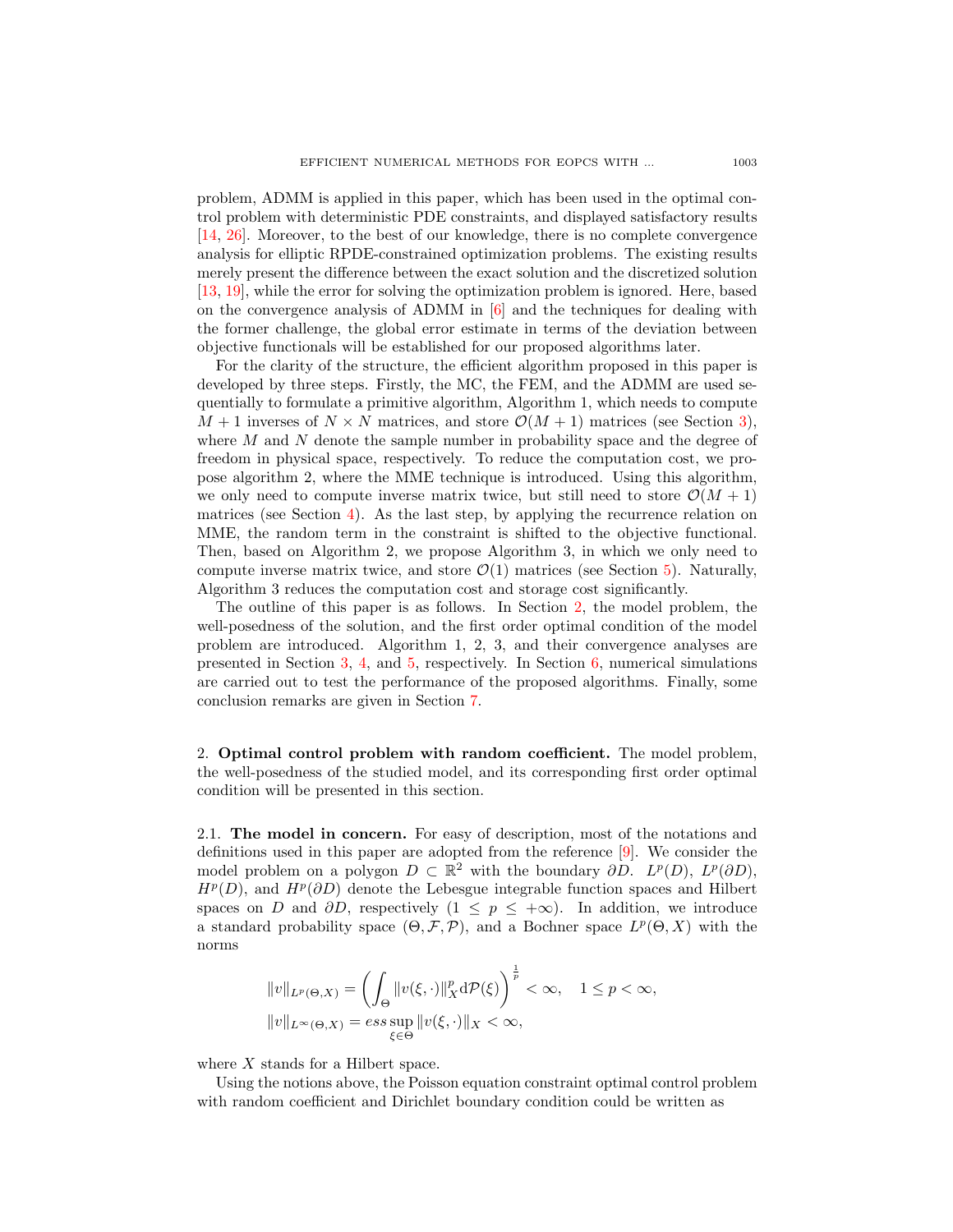problem, ADMM is applied in this paper, which has been used in the optimal control problem with deterministic PDE constraints, and displayed satisfactory results [14, 26]. Moreover, to the best of our knowledge, there is no complete convergence analysis for elliptic RPDE-constrained optimization problems. The existing results merely present the difference between the exact solution and the discretized solution [13, 19], while the error for solving the optimization problem is ignored. Here, based on the convergence analysis of ADMM in [6] and the techniques for dealing with the former challenge, the global error estimate in terms of the deviation between objective functionals will be established for our proposed algorithms later.

For the clarity of the structure, the efficient algorithm proposed in this paper is developed by three steps. Firstly, the MC, the FEM, and the ADMM are used sequentially to formulate a primitive algorithm, Algorithm 1, which needs to compute $M+1$ inverses of $N \times N$ matrices, and store $\mathcal{O}(M+1)$ matrices (see Section 3), where $M$ and $N$ denote the sample number in probability space and the degree of freedom in physical space, respectively. To reduce the computation cost, we propose algorithm 2, where the MME technique is introduced. Using this algorithm, we only need to compute inverse matrix twice, but still need to store $\mathcal{O}(M+1)$ matrices (see Section 4). As the last step, by applying the recurrence relation on MME, the random term in the constraint is shifted to the objective functional. Then, based on Algorithm 2, we propose Algorithm 3, in which we only need to compute inverse matrix twice, and store $\mathcal{O}(1)$ matrices (see Section 5). Naturally, Algorithm 3 reduces the computation cost and storage cost significantly.

The outline of this paper is as follows. In Section 2, the model problem, the well-posedness of the solution, and the first order optimal condition of the model problem are introduced. Algorithm 1, 2, 3, and their convergence analyses are presented in Section 3, 4, and 5, respectively. In Section 6, numerical simulations are carried out to test the performance of the proposed algorithms. Finally, some conclusion remarks are given in Section 7.

## 2. **Optimal control problem with random coefficient.**

The model problem, the well-posedness of the studied model, and its corresponding first order optimal condition will be presented in this section.

### 2.1. **The model in concern.**

For easy of description, most of the notations and definitions used in this paper are adopted from the reference [9]. We consider the model problem on a polygon $D \subset \mathbb{R}^2$ with the boundary $\partial D$. $L^p(D)$, $L^p(\partial D)$, $H^p(D)$, and $H^p(\partial D)$ denote the Lebesgue integrable function spaces and Hilbert spaces on $D$ and $\partial D$, respectively ($1 \le p \le +\infty$). In addition, we introduce a standard probability space $(\Theta, \mathcal{F}, \mathcal{P})$, and a Bochner space $L^p(\Theta, X)$ with the norms

$$
\|v\|_{L^p(\Theta,X)} = \left( \int_\Theta \|v(\xi,\cdot)\|_X^p \mathrm{d}\mathcal{P}(\xi) \right)^{\frac{1}{p}} < \infty, \quad 1 \le p < \infty,
$$
$$
\|v\|_{L^\infty(\Theta,X)} = ess \sup_{\xi \in \Theta} \|v(\xi,\cdot)\|_X < \infty,
$$

where $X$ stands for a Hilbert space.

Using the notions above, the Poisson equation constraint optimal control problem with random coefficient and Dirichlet boundary condition could be written as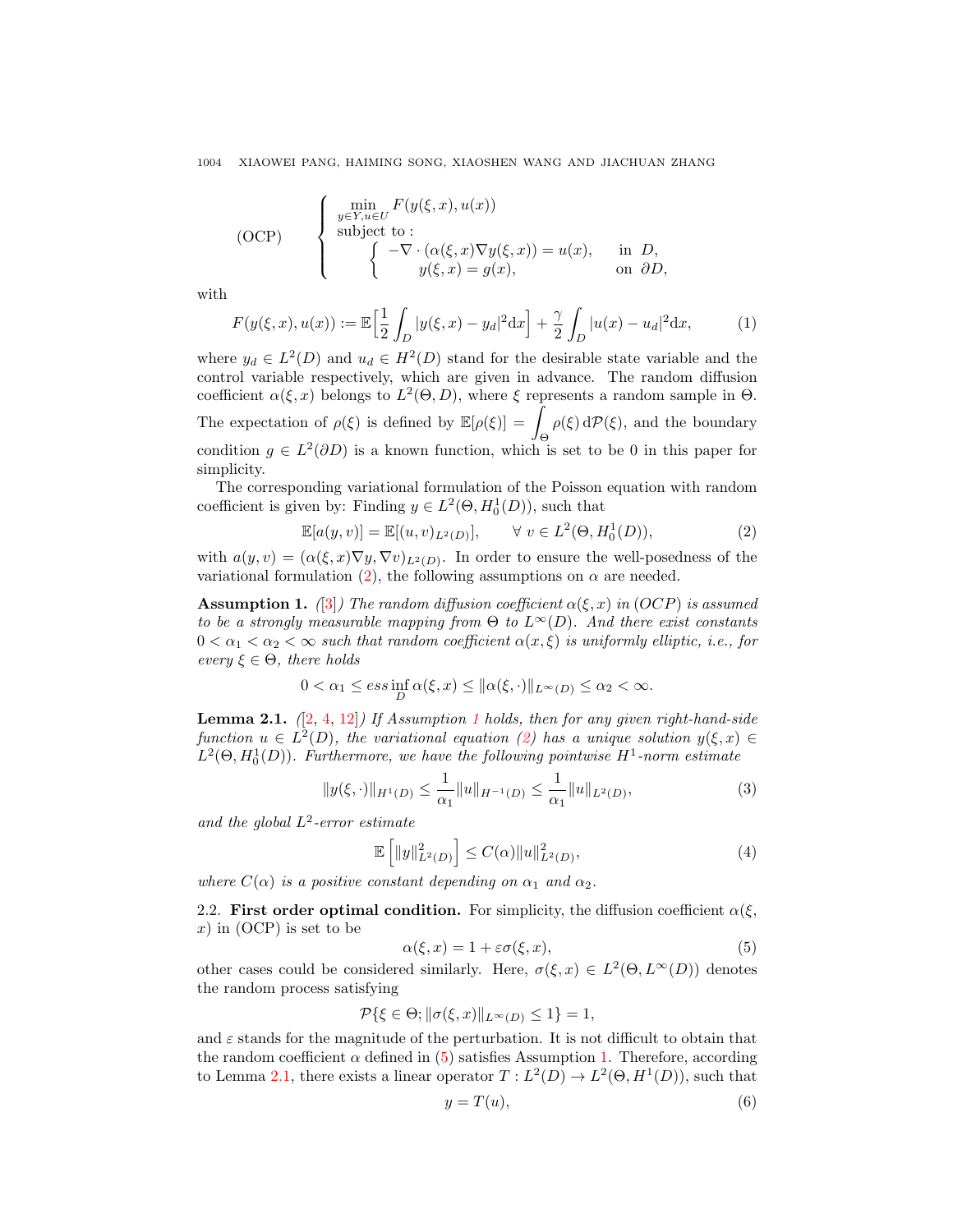$$
\text{(OCP)} \qquad \begin{cases} \min\limits_{y\in Y, u\in U} F(y(\xi,x), u(x)) \\ \text{subject to :} \\ \qquad \begin{cases} -\nabla\cdot(\alpha(\xi,x)\nabla y(\xi,x)) = u(x), & \text{in } D, \\ \qquad y(\xi,x) = g(x), & \text{on } \partial D, \end{cases} \end{cases}
$$

with

$$
F(y(\xi,x), u(x)) := \mathbb{E}\Big[\frac{1}{2}\int_D |y(\xi,x) - y_d|^2 \mathrm{d}x\Big] + \frac{\gamma}{2}\int_D |u(x) - u_d|^2 \mathrm{d}x, \tag{1}
$$

where $y_d \in L^2(D)$ and $u_d \in H^2(D)$ stand for the desirable state variable and the control variable respectively, which are given in advance. The random diffusion coefficient $\alpha(\xi,x)$ belongs to $L^2(\Theta, D)$, where $\xi$ represents a random sample in $\Theta$. The expectation of $\rho(\xi)$ is defined by $\mathbb{E}[\rho(\xi)] = \displaystyle\int_\Theta \rho(\xi)\,\mathrm{d}\mathcal{P}(\xi)$, and the boundary condition $g \in L^2(\partial D)$ is a known function, which is set to be 0 in this paper for simplicity.

The corresponding variational formulation of the Poisson equation with random coefficient is given by: Finding $y \in L^2(\Theta, H_0^1(D))$, such that

$$
\mathbb{E}[a(y,v)] = \mathbb{E}[(u,v)_{L^2(D)}], \qquad \forall\ v \in L^2(\Theta, H_0^1(D)), \tag{2}
$$

with $a(y,v) = (\alpha(\xi,x)\nabla y, \nabla v)_{L^2(D)}$. In order to ensure the well-posedness of the variational formulation (2), the following assumptions on $\alpha$ are needed.

**Assumption 1.** *([3]) The random diffusion coefficient $\alpha(\xi,x)$ in (OCP) is assumed to be a strongly measurable mapping from $\Theta$ to $L^\infty(D)$. And there exist constants $0 < \alpha_1 < \alpha_2 < \infty$ such that random coefficient $\alpha(x,\xi)$ is uniformly elliptic, i.e., for every $\xi \in \Theta$, there holds*

$$
0 < \alpha_1 \leq ess\inf_D \alpha(\xi,x) \leq \|\alpha(\xi,\cdot)\|_{L^\infty(D)} \leq \alpha_2 < \infty.
$$

**Lemma 2.1.** *([2, 4, 12]) If Assumption 1 holds, then for any given right-hand-side function $u \in L^2(D)$, the variational equation (2) has a unique solution $y(\xi,x) \in L^2(\Theta, H_0^1(D))$. Furthermore, we have the following pointwise $H^1$-norm estimate*

$$
\|y(\xi,\cdot)\|_{H^1(D)} \leq \frac{1}{\alpha_1}\|u\|_{H^{-1}(D)} \leq \frac{1}{\alpha_1}\|u\|_{L^2(D)}, \tag{3}
$$

*and the global $L^2$-error estimate*

$$
\mathbb{E}\left[\|y\|^2_{L^2(D)}\right] \leq C(\alpha)\|u\|^2_{L^2(D)}, \tag{4}
$$

*where $C(\alpha)$ is a positive constant depending on $\alpha_1$ and $\alpha_2$.*

2.2. **First order optimal condition.** For simplicity, the diffusion coefficient $\alpha(\xi, x)$ in (OCP) is set to be

$$
\alpha(\xi,x) = 1 + \varepsilon\sigma(\xi,x), \tag{5}
$$

other cases could be considered similarly. Here, $\sigma(\xi,x) \in L^2(\Theta, L^\infty(D))$ denotes the random process satisfying

$$
\mathcal{P}\{\xi \in \Theta; \|\sigma(\xi,x)\|_{L^\infty(D)} \leq 1\} = 1,
$$

and $\varepsilon$ stands for the magnitude of the perturbation. It is not difficult to obtain that the random coefficient $\alpha$ defined in (5) satisfies Assumption 1. Therefore, according to Lemma 2.1, there exists a linear operator $T : L^2(D) \to L^2(\Theta, H^1(D))$, such that

$$
y = T(u), \tag{6}
$$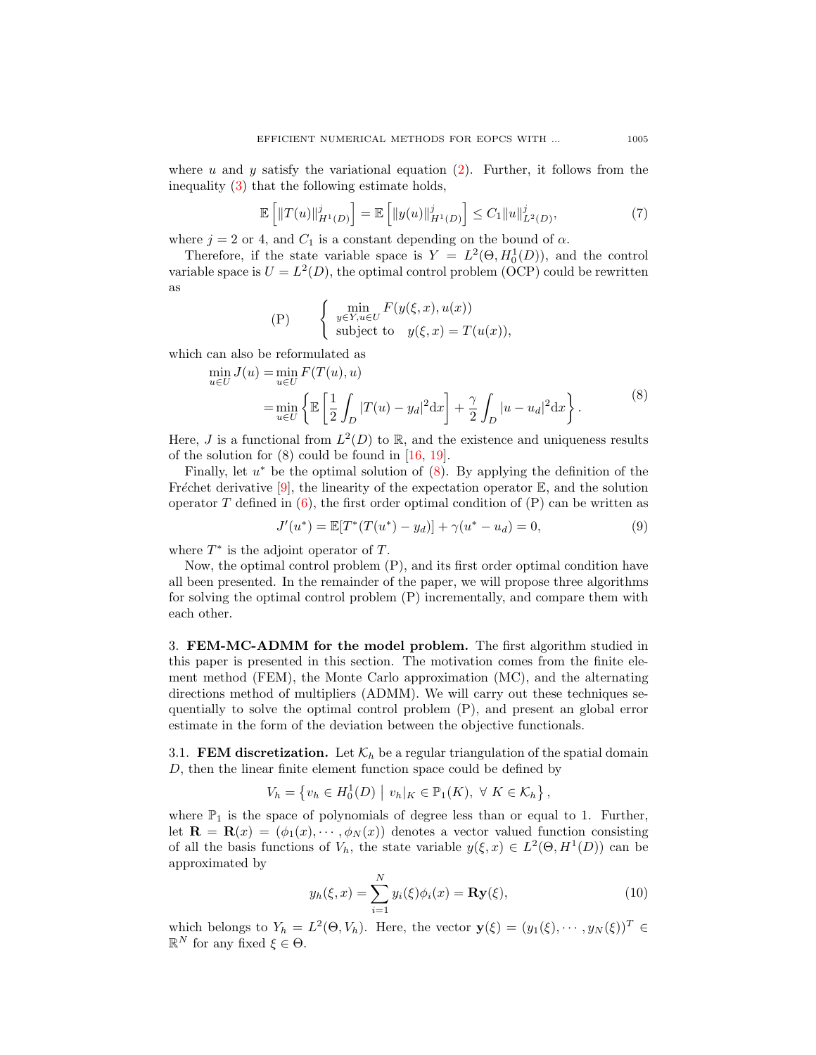where $u$ and $y$ satisfy the variational equation (2). Further, it follows from the inequality (3) that the following estimate holds,

$$\mathbb{E}\left[\|T(u)\|_{H^1(D)}^j\right] = \mathbb{E}\left[\|y(u)\|_{H^1(D)}^j\right] \leq C_1 \|u\|_{L^2(D)}^j, \tag{7}$$

where $j = 2$ or $4$, and $C_1$ is a constant depending on the bound of $\alpha$.

Therefore, if the state variable space is $Y = L^2(\Theta, H_0^1(D))$, and the control variable space is $U = L^2(D)$, the optimal control problem (OCP) could be rewritten as

$$\text{(P)} \qquad \begin{cases} \min\limits_{y \in Y, u \in U} F(y(\xi, x), u(x)) \\ \text{subject to} \quad y(\xi, x) = T(u(x)), \end{cases}$$

which can also be reformulated as

$$\begin{aligned} \min_{u \in U} J(u) &= \min_{u \in U} F(T(u), u) \\ &= \min_{u \in U} \left\{ \mathbb{E}\left[\frac{1}{2}\int_D |T(u) - y_d|^2 \mathrm{d}x\right] + \frac{\gamma}{2}\int_D |u - u_d|^2 \mathrm{d}x \right\}. \end{aligned} \tag{8}$$

Here, $J$ is a functional from $L^2(D)$ to $\mathbb{R}$, and the existence and uniqueness results of the solution for (8) could be found in [16, 19].

Finally, let $u^*$ be the optimal solution of (8). By applying the definition of the Fréchet derivative [9], the linearity of the expectation operator $\mathbb{E}$, and the solution operator $T$ defined in (6), the first order optimal condition of (P) can be written as

$$J'(u^*) = \mathbb{E}[T^*(T(u^*) - y_d)] + \gamma(u^* - u_d) = 0, \tag{9}$$

where $T^*$ is the adjoint operator of $T$.

Now, the optimal control problem (P), and its first order optimal condition have all been presented. In the remainder of the paper, we will propose three algorithms for solving the optimal control problem (P) incrementally, and compare them with each other.

## 3. FEM-MC-ADMM for the model problem.

The first algorithm studied in this paper is presented in this section. The motivation comes from the finite element method (FEM), the Monte Carlo approximation (MC), and the alternating directions method of multipliers (ADMM). We will carry out these techniques sequentially to solve the optimal control problem (P), and present an global error estimate in the form of the deviation between the objective functionals.

### 3.1. FEM discretization.

Let $\mathcal{K}_h$ be a regular triangulation of the spatial domain $D$, then the linear finite element function space could be defined by

$$V_h = \left\{ v_h \in H_0^1(D) \;\middle|\; v_h|_K \in \mathbb{P}_1(K), \; \forall\, K \in \mathcal{K}_h \right\},$$

where $\mathbb{P}_1$ is the space of polynomials of degree less than or equal to 1. Further, let $\mathbf{R} = \mathbf{R}(x) = (\phi_1(x), \cdots, \phi_N(x))$ denotes a vector valued function consisting of all the basis functions of $V_h$, the state variable $y(\xi, x) \in L^2(\Theta, H^1(D))$ can be approximated by

$$y_h(\xi, x) = \sum_{i=1}^{N} y_i(\xi)\phi_i(x) = \mathbf{R}\mathbf{y}(\xi), \tag{10}$$

which belongs to $Y_h = L^2(\Theta, V_h)$. Here, the vector $\mathbf{y}(\xi) = (y_1(\xi), \cdots, y_N(\xi))^T \in \mathbb{R}^N$ for any fixed $\xi \in \Theta$.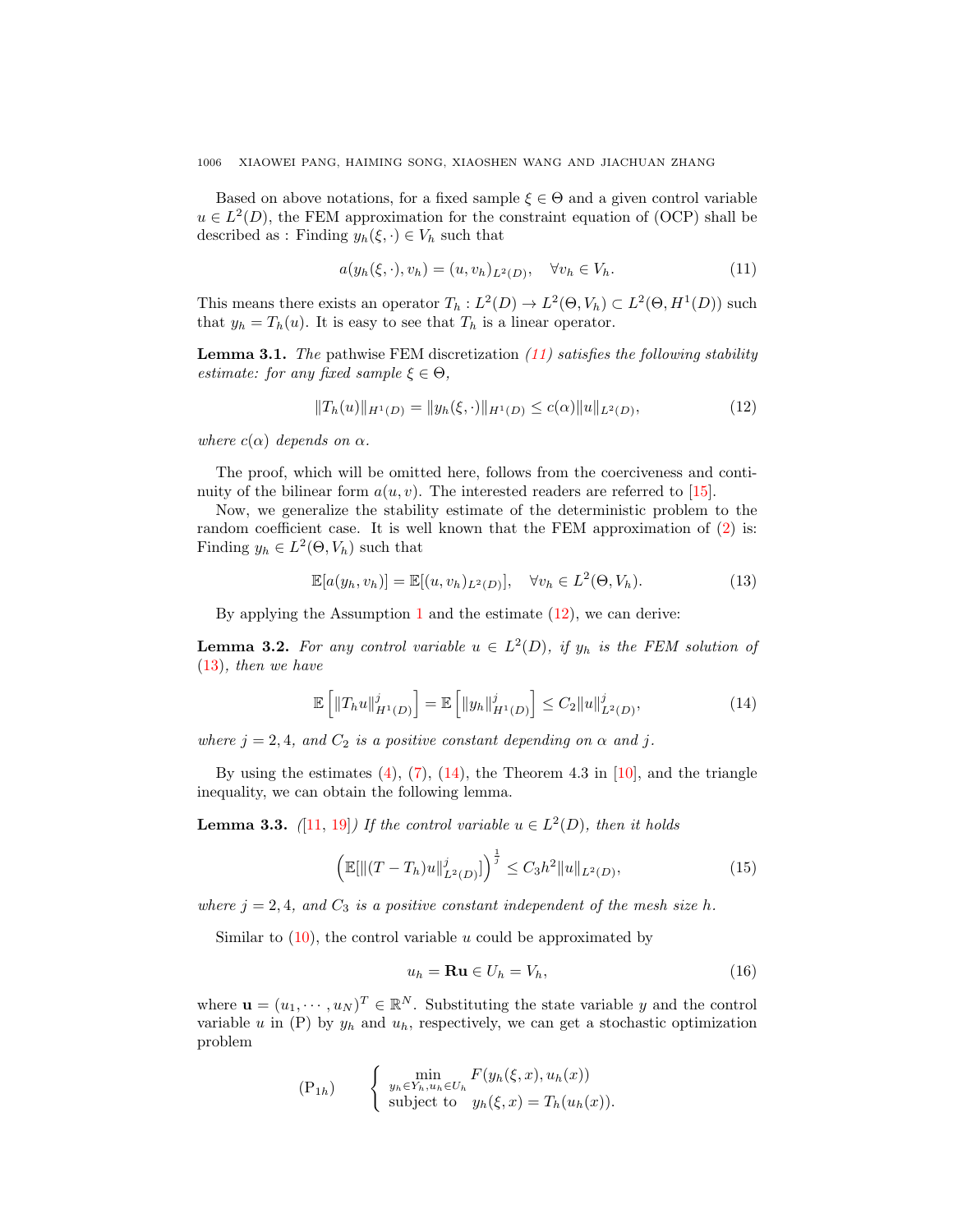Based on above notations, for a fixed sample $\xi \in \Theta$ and a given control variable $u \in L^2(D)$, the FEM approximation for the constraint equation of (OCP) shall be described as : Finding $y_h(\xi, \cdot) \in V_h$ such that

$$a(y_h(\xi, \cdot), v_h) = (u, v_h)_{L^2(D)}, \quad \forall v_h \in V_h. \tag{11}$$

This means there exists an operator $T_h : L^2(D) \to L^2(\Theta, V_h) \subset L^2(\Theta, H^1(D))$ such that $y_h = T_h(u)$. It is easy to see that $T_h$ is a linear operator.

**Lemma 3.1.** *The* pathwise FEM discretization *(11) satisfies the following stability estimate: for any fixed sample $\xi \in \Theta$,*

$$\|T_h(u)\|_{H^1(D)} = \|y_h(\xi, \cdot)\|_{H^1(D)} \le c(\alpha)\|u\|_{L^2(D)}, \tag{12}$$

*where $c(\alpha)$ depends on $\alpha$.*

The proof, which will be omitted here, follows from the coerciveness and continuity of the bilinear form $a(u, v)$. The interested readers are referred to [15].

Now, we generalize the stability estimate of the deterministic problem to the random coefficient case. It is well known that the FEM approximation of (2) is: Finding $y_h \in L^2(\Theta, V_h)$ such that

$$\mathbb{E}[a(y_h, v_h)] = \mathbb{E}[(u, v_h)_{L^2(D)}], \quad \forall v_h \in L^2(\Theta, V_h). \tag{13}$$

By applying the Assumption 1 and the estimate (12), we can derive:

**Lemma 3.2.** *For any control variable $u \in L^2(D)$, if $y_h$ is the FEM solution of (13), then we have*

$$\mathbb{E}\left[\|T_h u\|^j_{H^1(D)}\right] = \mathbb{E}\left[\|y_h\|^j_{H^1(D)}\right] \le C_2\|u\|^j_{L^2(D)}, \tag{14}$$

*where $j = 2, 4$, and $C_2$ is a positive constant depending on $\alpha$ and $j$.*

By using the estimates (4), (7), (14), the Theorem 4.3 in [10], and the triangle inequality, we can obtain the following lemma.

**Lemma 3.3.** *([11, 19]) If the control variable $u \in L^2(D)$, then it holds*

$$\left(\mathbb{E}[\|(T - T_h)u\|^j_{L^2(D)}]\right)^{\frac{1}{j}} \le C_3 h^2 \|u\|_{L^2(D)}, \tag{15}$$

*where $j = 2, 4$, and $C_3$ is a positive constant independent of the mesh size $h$.*

Similar to (10), the control variable $u$ could be approximated by

$$u_h = \mathbf{R}\mathbf{u} \in U_h = V_h, \tag{16}$$

where $\mathbf{u} = (u_1, \cdots, u_N)^T \in \mathbb{R}^N$. Substituting the state variable $y$ and the control variable $u$ in (P) by $y_h$ and $u_h$, respectively, we can get a stochastic optimization problem

$$(\mathrm{P}_{1h}) \qquad \begin{cases} \displaystyle\min_{y_h \in Y_h, u_h \in U_h} F(y_h(\xi, x), u_h(x)) \\ \text{subject to} \quad y_h(\xi, x) = T_h(u_h(x)). \end{cases}$$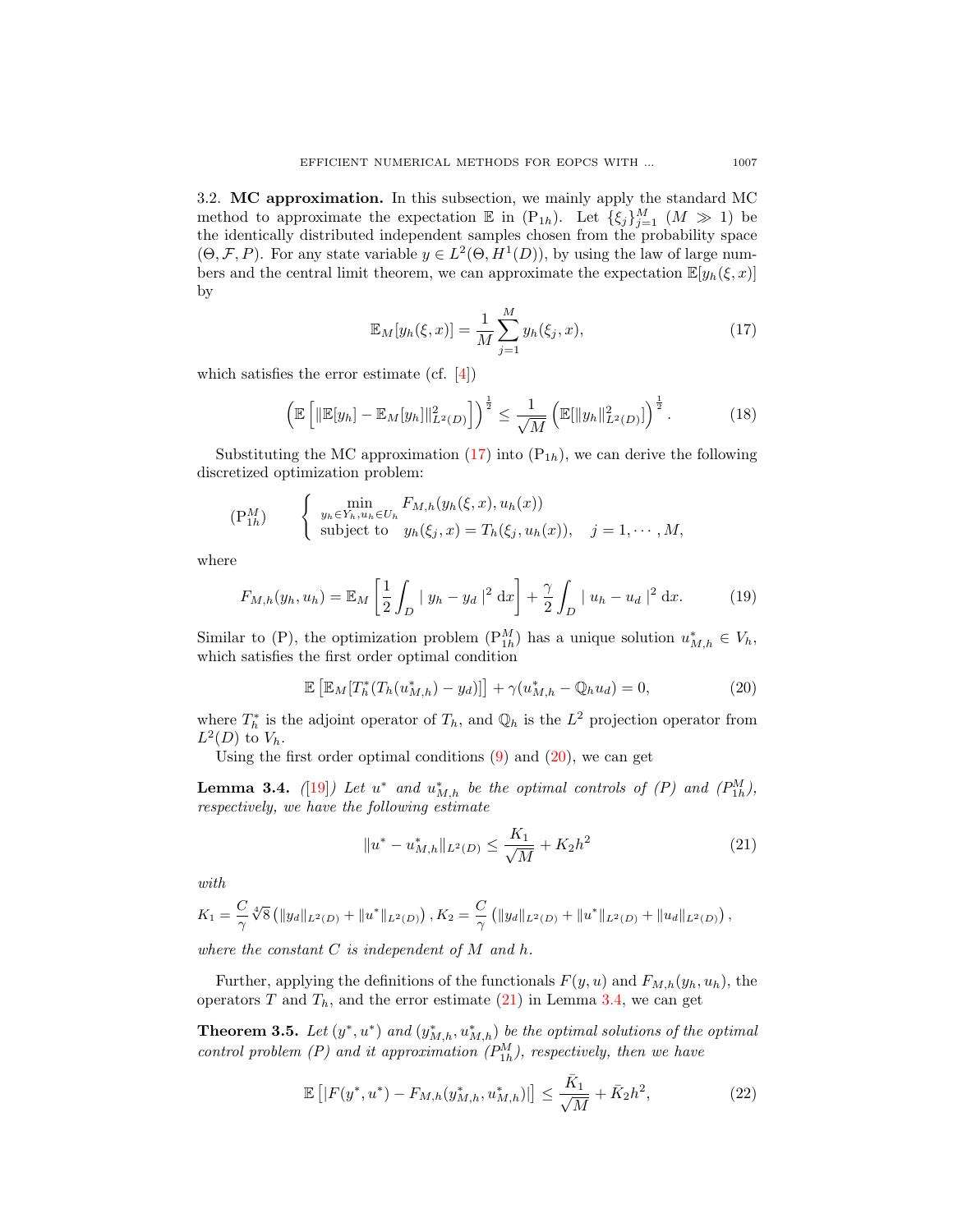3.2. **MC approximation.** In this subsection, we mainly apply the standard MC method to approximate the expectation $\mathbb{E}$ in ($\mathrm{P}_{1h}$). Let $\{\xi_j\}_{j=1}^M$ ($M \gg 1$) be the identically distributed independent samples chosen from the probability space $(\Theta, \mathcal{F}, P)$. For any state variable $y \in L^2(\Theta, H^1(D))$, by using the law of large numbers and the central limit theorem, we can approximate the expectation $\mathbb{E}[y_h(\xi, x)]$ by

$$\mathbb{E}_M[y_h(\xi, x)] = \frac{1}{M} \sum_{j=1}^{M} y_h(\xi_j, x), \tag{17}$$

which satisfies the error estimate (cf. [4])

$$\left( \mathbb{E}\left[ \|\mathbb{E}[y_h] - \mathbb{E}_M[y_h]\|_{L^2(D)}^2 \right] \right)^{\frac{1}{2}} \leq \frac{1}{\sqrt{M}} \left( \mathbb{E}[\|y_h\|_{L^2(D)}^2] \right)^{\frac{1}{2}}. \tag{18}$$

Substituting the MC approximation (17) into ($\mathrm{P}_{1h}$), we can derive the following discretized optimization problem:

$$(\mathrm{P}_{1h}^M) \qquad \begin{cases} \min\limits_{y_h \in Y_h, u_h \in U_h} \; F_{M,h}(y_h(\xi, x), u_h(x)) \\ \text{subject to} \quad y_h(\xi_j, x) = T_h(\xi_j, u_h(x)), \quad j = 1, \cdots, M, \end{cases}$$

where

$$F_{M,h}(y_h, u_h) = \mathbb{E}_M \left[ \frac{1}{2} \int_D \mid y_h - y_d \mid^2 \mathrm{d}x \right] + \frac{\gamma}{2} \int_D \mid u_h - u_d \mid^2 \mathrm{d}x. \tag{19}$$

Similar to (P), the optimization problem ($\mathrm{P}_{1h}^M$) has a unique solution $u_{M,h}^* \in V_h$, which satisfies the first order optimal condition

$$\mathbb{E}\left[ \mathbb{E}_M[T_h^*(T_h(u_{M,h}^*) - y_d)] \right] + \gamma(u_{M,h}^* - \mathbb{Q}_h u_d) = 0, \tag{20}$$

where $T_h^*$ is the adjoint operator of $T_h$, and $\mathbb{Q}_h$ is the $L^2$ projection operator from $L^2(D)$ to $V_h$.

Using the first order optimal conditions (9) and (20), we can get

**Lemma 3.4.** *([19]) Let $u^*$ and $u_{M,h}^*$ be the optimal controls of (P) and ($P_{1h}^M$), respectively, we have the following estimate*

$$\|u^* - u_{M,h}^*\|_{L^2(D)} \leq \frac{K_1}{\sqrt{M}} + K_2 h^2 \tag{21}$$

*with*

$$K_1 = \frac{C}{\gamma} \sqrt[4]{8} \left( \|y_d\|_{L^2(D)} + \|u^*\|_{L^2(D)} \right), K_2 = \frac{C}{\gamma} \left( \|y_d\|_{L^2(D)} + \|u^*\|_{L^2(D)} + \|u_d\|_{L^2(D)} \right),$$

*where the constant $C$ is independent of $M$ and $h$.*

Further, applying the definitions of the functionals $F(y, u)$ and $F_{M,h}(y_h, u_h)$, the operators $T$ and $T_h$, and the error estimate (21) in Lemma 3.4, we can get

**Theorem 3.5.** *Let $(y^*, u^*)$ and $(y_{M,h}^*, u_{M,h}^*)$ be the optimal solutions of the optimal control problem (P) and it approximation ($P_{1h}^M$), respectively, then we have*

$$\mathbb{E}\left[ |F(y^*, u^*) - F_{M,h}(y_{M,h}^*, u_{M,h}^*)| \right] \leq \frac{\bar{K}_1}{\sqrt{M}} + \bar{K}_2 h^2, \tag{22}$$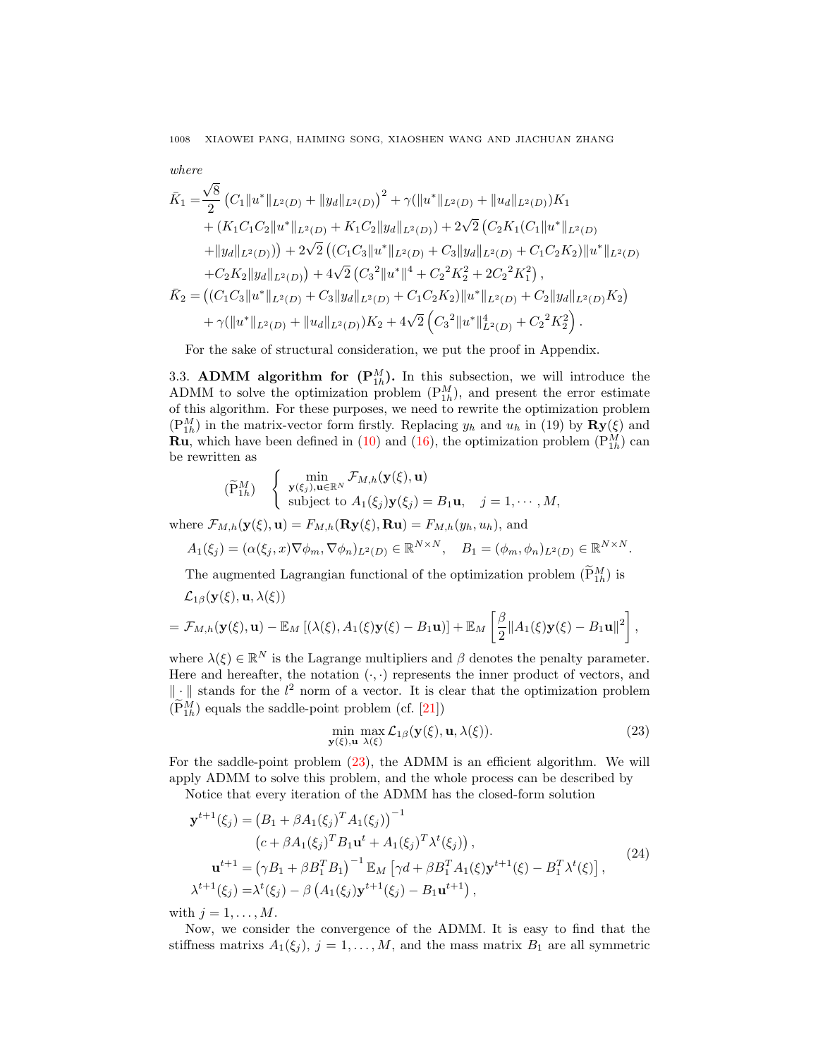*where*

$$
\begin{aligned}
\bar{K}_1 =& \frac{\sqrt{8}}{2}\left(C_1\|u^*\|_{L^2(D)} + \|y_d\|_{L^2(D)}\right)^2 + \gamma(\|u^*\|_{L^2(D)} + \|u_d\|_{L^2(D)})K_1 \\
&+ (K_1C_1C_2\|u^*\|_{L^2(D)} + K_1C_2\|y_d\|_{L^2(D)}) + 2\sqrt{2}\left(C_2K_1(C_1\|u^*\|_{L^2(D)}\right. \\
&\left.+\|y_d\|_{L^2(D)})\right) + 2\sqrt{2}\left((C_1C_3\|u^*\|_{L^2(D)} + C_3\|y_d\|_{L^2(D)} + C_1C_2K_2)\|u^*\|_{L^2(D)}\right. \\
&\left.+C_2K_2\|y_d\|_{L^2(D)}\right) + 4\sqrt{2}\left({C_3}^2\|u^*\|^4 + {C_2}^2K_2^2 + 2{C_2}^2K_1^2\right), \\
\bar{K}_2 =& \left((C_1C_3\|u^*\|_{L^2(D)} + C_3\|y_d\|_{L^2(D)} + C_1C_2K_2)\|u^*\|_{L^2(D)} + C_2\|y_d\|_{L^2(D)}K_2\right) \\
&+ \gamma(\|u^*\|_{L^2(D)} + \|u_d\|_{L^2(D)})K_2 + 4\sqrt{2}\left({C_3}^2\|u^*\|^4_{L^2(D)} + {C_2}^2K_2^2\right).
\end{aligned}
$$

For the sake of structural consideration, we put the proof in Appendix.

### 3.3. ADMM algorithm for $(\mathrm{P}^M_{1h})$.

In this subsection, we will introduce the ADMM to solve the optimization problem $(\mathrm{P}^M_{1h})$, and present the error estimate of this algorithm. For these purposes, we need to rewrite the optimization problem $(\mathrm{P}^M_{1h})$ in the matrix-vector form firstly. Replacing $y_h$ and $u_h$ in (19) by $\mathbf{R}\mathbf{y}(\xi)$ and $\mathbf{R}\mathbf{u}$, which have been defined in (10) and (16), the optimization problem $(\mathrm{P}^M_{1h})$ can be rewritten as

$$
(\widetilde{\mathrm{P}}^M_{1h}) \quad \left\{ \begin{array}{l} \min\limits_{\mathbf{y}(\xi_j),\mathbf{u}\in\mathbb{R}^N} \mathcal{F}_{M,h}(\mathbf{y}(\xi),\mathbf{u}) \\ \text{subject to } A_1(\xi_j)\mathbf{y}(\xi_j) = B_1\mathbf{u}, \quad j = 1,\cdots,M, \end{array} \right.
$$

where $\mathcal{F}_{M,h}(\mathbf{y}(\xi),\mathbf{u}) = F_{M,h}(\mathbf{R}\mathbf{y}(\xi),\mathbf{R}\mathbf{u}) = F_{M,h}(y_h,u_h)$, and

$$
A_1(\xi_j) = (\alpha(\xi_j,x)\nabla\phi_m,\nabla\phi_n)_{L^2(D)} \in \mathbb{R}^{N\times N}, \quad B_1 = (\phi_m,\phi_n)_{L^2(D)} \in \mathbb{R}^{N\times N}.
$$

The augmented Lagrangian functional of the optimization problem $(\widetilde{\mathrm{P}}^M_{1h})$ is

$$
\begin{aligned}
&\mathcal{L}_{1\beta}(\mathbf{y}(\xi),\mathbf{u},\lambda(\xi)) \\
=& \mathcal{F}_{M,h}(\mathbf{y}(\xi),\mathbf{u}) - \mathbb{E}_M\left[(\lambda(\xi),A_1(\xi)\mathbf{y}(\xi) - B_1\mathbf{u})\right] + \mathbb{E}_M\left[\frac{\beta}{2}\|A_1(\xi)\mathbf{y}(\xi) - B_1\mathbf{u}\|^2\right],
\end{aligned}
$$

where $\lambda(\xi)\in\mathbb{R}^N$ is the Lagrange multipliers and $\beta$ denotes the penalty parameter. Here and hereafter, the notation $(\cdot,\cdot)$ represents the inner product of vectors, and $\|\cdot\|$ stands for the $l^2$ norm of a vector. It is clear that the optimization problem $(\widetilde{\mathrm{P}}^M_{1h})$ equals the saddle-point problem (cf. [21])

$$
\min_{\mathbf{y}(\xi),\mathbf{u}} \max_{\lambda(\xi)} \mathcal{L}_{1\beta}(\mathbf{y}(\xi),\mathbf{u},\lambda(\xi)). \tag{23}
$$

For the saddle-point problem (23), the ADMM is an efficient algorithm. We will apply ADMM to solve this problem, and the whole process can be described by

Notice that every iteration of the ADMM has the closed-form solution

$$
\begin{aligned}
\mathbf{y}^{t+1}(\xi_j) =& \left(B_1 + \beta A_1(\xi_j)^TA_1(\xi_j)\right)^{-1} \\
&\left(c + \beta A_1(\xi_j)^TB_1\mathbf{u}^t + A_1(\xi_j)^T\lambda^t(\xi_j)\right), \\
\mathbf{u}^{t+1} =& \left(\gamma B_1 + \beta B_1^TB_1\right)^{-1}\mathbb{E}_M\left[\gamma d + \beta B_1^TA_1(\xi)\mathbf{y}^{t+1}(\xi) - B_1^T\lambda^t(\xi)\right], \\
\lambda^{t+1}(\xi_j) =& \lambda^t(\xi_j) - \beta\left(A_1(\xi_j)\mathbf{y}^{t+1}(\xi_j) - B_1\mathbf{u}^{t+1}\right),
\end{aligned} \tag{24}
$$

with $j = 1,\ldots,M$.

Now, we consider the convergence of the ADMM. It is easy to find that the stiffness matrixs $A_1(\xi_j)$, $j = 1,\ldots,M$, and the mass matrix $B_1$ are all symmetric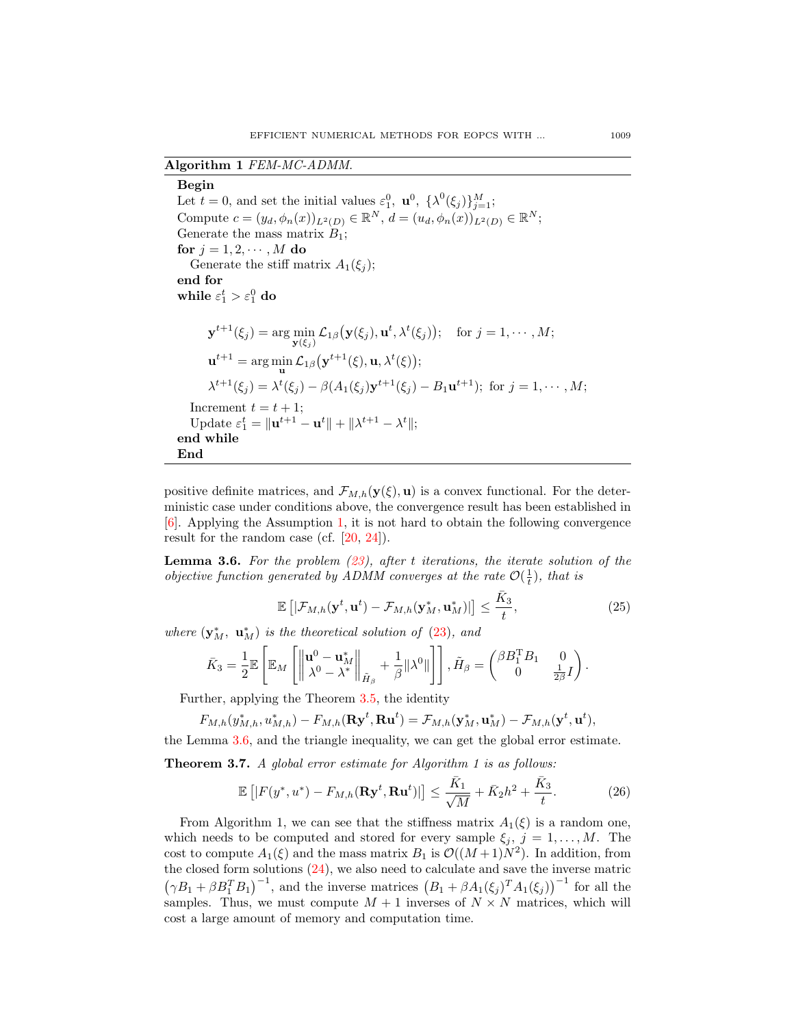**Algorithm 1** *FEM-MC-ADMM.*

**Begin**

Let $t = 0$, and set the initial values $\varepsilon_1^0$, $\mathbf{u}^0$, $\{\lambda^0(\xi_j)\}_{j=1}^M$;

Compute $c = (y_d, \phi_n(x))_{L^2(D)} \in \mathbb{R}^N$, $d = (u_d, \phi_n(x))_{L^2(D)} \in \mathbb{R}^N$;

Generate the mass matrix $B_1$;

**for** $j = 1, 2, \cdots, M$ **do**

  Generate the stiff matrix $A_1(\xi_j)$;

**end for**

**while** $\varepsilon_1^t > \varepsilon_1^0$ **do**

$$\mathbf{y}^{t+1}(\xi_j) = \arg\min_{\mathbf{y}(\xi_j)} \mathcal{L}_{1\beta}\big(\mathbf{y}(\xi_j), \mathbf{u}^t, \lambda^t(\xi_j)\big); \quad \text{for } j = 1, \cdots, M;$$

$$\mathbf{u}^{t+1} = \arg\min_{\mathbf{u}} \mathcal{L}_{1\beta}\big(\mathbf{y}^{t+1}(\xi), \mathbf{u}, \lambda^t(\xi)\big);$$

$$\lambda^{t+1}(\xi_j) = \lambda^t(\xi_j) - \beta(A_1(\xi_j)\mathbf{y}^{t+1}(\xi_j) - B_1\mathbf{u}^{t+1}); \text{ for } j = 1, \cdots, M;$$

  Increment $t = t + 1$;

  Update $\varepsilon_1^t = \|\mathbf{u}^{t+1} - \mathbf{u}^t\| + \|\lambda^{t+1} - \lambda^t\|$;

**end while**

**End**

positive definite matrices, and $\mathcal{F}_{M,h}(\mathbf{y}(\xi), \mathbf{u})$ is a convex functional. For the deterministic case under conditions above, the convergence result has been established in [6]. Applying the Assumption 1, it is not hard to obtain the following convergence result for the random case (cf. [20, 24]).

**Lemma 3.6.** *For the problem (23), after $t$ iterations, the iterate solution of the objective function generated by ADMM converges at the rate $\mathcal{O}(\frac{1}{t})$, that is*

$$\mathbb{E}\left[|\mathcal{F}_{M,h}(\mathbf{y}^t, \mathbf{u}^t) - \mathcal{F}_{M,h}(\mathbf{y}_M^*, \mathbf{u}_M^*)|\right] \leq \frac{\bar{K}_3}{t}, \tag{25}$$

*where $(\mathbf{y}_M^*,\ \mathbf{u}_M^*)$ is the theoretical solution of (23), and*

$$\bar{K}_3 = \frac{1}{2}\mathbb{E}\left[\mathbb{E}_M\left[\left\|\begin{matrix}\mathbf{u}^0 - \mathbf{u}_M^* \\ \lambda^0 - \lambda^*\end{matrix}\right\|_{\tilde{H}_\beta} + \frac{1}{\beta}\|\lambda^0\|\right]\right], \tilde{H}_\beta = \begin{pmatrix}\beta B_1^{\mathrm{T}} B_1 & 0 \\ 0 & \frac{1}{2\beta}I\end{pmatrix}.$$

Further, applying the Theorem 3.5, the identity

$$F_{M,h}(y_{M,h}^*, u_{M,h}^*) - F_{M,h}(\mathbf{R}\mathbf{y}^t, \mathbf{R}\mathbf{u}^t) = \mathcal{F}_{M,h}(\mathbf{y}_M^*, \mathbf{u}_M^*) - \mathcal{F}_{M,h}(\mathbf{y}^t, \mathbf{u}^t),$$

the Lemma 3.6, and the triangle inequality, we can get the global error estimate.

**Theorem 3.7.** *A global error estimate for Algorithm 1 is as follows:*

$$\mathbb{E}\left[|F(y^*, u^*) - F_{M,h}(\mathbf{R}\mathbf{y}^t, \mathbf{R}\mathbf{u}^t)|\right] \leq \frac{\bar{K}_1}{\sqrt{M}} + \bar{K}_2 h^2 + \frac{\bar{K}_3}{t}. \tag{26}$$

From Algorithm 1, we can see that the stiffness matrix $A_1(\xi)$ is a random one, which needs to be computed and stored for every sample $\xi_j$, $j = 1, \ldots, M$. The cost to compute $A_1(\xi)$ and the mass matrix $B_1$ is $\mathcal{O}((M+1)N^2)$. In addition, from the closed form solutions (24), we also need to calculate and save the inverse matric $\left(\gamma B_1 + \beta B_1^T B_1\right)^{-1}$, and the inverse matrices $\left(B_1 + \beta A_1(\xi_j)^T A_1(\xi_j)\right)^{-1}$ for all the samples. Thus, we must compute $M + 1$ inverses of $N \times N$ matrices, which will cost a large amount of memory and computation time.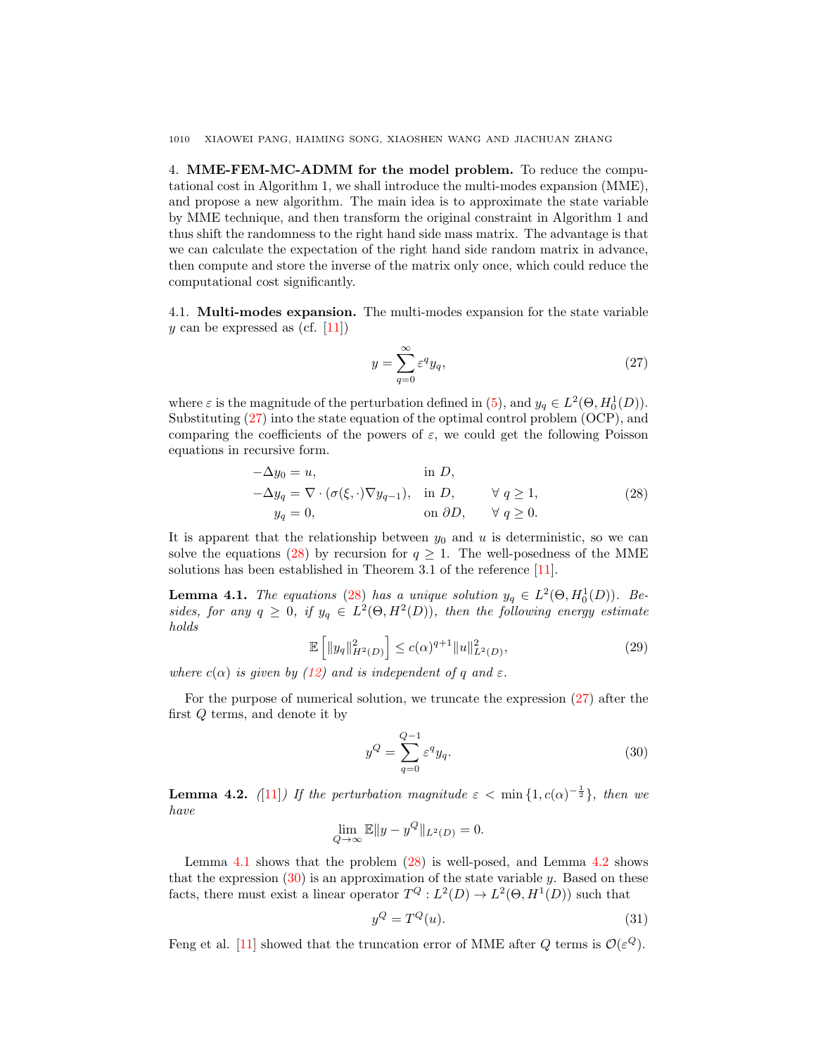## 4. MME-FEM-MC-ADMM for the model problem.

To reduce the computational cost in Algorithm 1, we shall introduce the multi-modes expansion (MME), and propose a new algorithm. The main idea is to approximate the state variable by MME technique, and then transform the original constraint in Algorithm 1 and thus shift the randomness to the right hand side mass matrix. The advantage is that we can calculate the expectation of the right hand side random matrix in advance, then compute and store the inverse of the matrix only once, which could reduce the computational cost significantly.

### 4.1. Multi-modes expansion.

The multi-modes expansion for the state variable $y$ can be expressed as (cf. [11])

$$y = \sum_{q=0}^{\infty} \varepsilon^q y_q, \tag{27}$$

where $\varepsilon$ is the magnitude of the perturbation defined in (5), and $y_q \in L^2(\Theta, H_0^1(D))$. Substituting (27) into the state equation of the optimal control problem (OCP), and comparing the coefficients of the powers of $\varepsilon$, we could get the following Poisson equations in recursive form.

$$\begin{aligned}
-\Delta y_0 &= u, && \text{in } D, \\
-\Delta y_q &= \nabla \cdot (\sigma(\xi, \cdot)\nabla y_{q-1}), && \text{in } D, \qquad \forall\ q \geq 1, \\
y_q &= 0, && \text{on } \partial D, \qquad \forall\ q \geq 0.
\end{aligned} \tag{28}$$

It is apparent that the relationship between $y_0$ and $u$ is deterministic, so we can solve the equations (28) by recursion for $q \geq 1$. The well-posedness of the MME solutions has been established in Theorem 3.1 of the reference [11].

**Lemma 4.1.** *The equations (28) has a unique solution $y_q \in L^2(\Theta, H_0^1(D))$. Besides, for any $q \geq 0$, if $y_q \in L^2(\Theta, H^2(D))$, then the following energy estimate holds*

$$\mathbb{E}\left[\|y_q\|^2_{H^2(D)}\right] \leq c(\alpha)^{q+1}\|u\|^2_{L^2(D)}, \tag{29}$$

*where $c(\alpha)$ is given by (12) and is independent of $q$ and $\varepsilon$.*

For the purpose of numerical solution, we truncate the expression (27) after the first $Q$ terms, and denote it by

$$y^Q = \sum_{q=0}^{Q-1} \varepsilon^q y_q. \tag{30}$$

**Lemma 4.2.** *([11]) If the perturbation magnitude $\varepsilon < \min\{1, c(\alpha)^{-\frac{1}{2}}\}$, then we have*

$$\lim_{Q\to\infty} \mathbb{E}\|y - y^Q\|_{L^2(D)} = 0.$$

Lemma 4.1 shows that the problem (28) is well-posed, and Lemma 4.2 shows that the expression (30) is an approximation of the state variable $y$. Based on these facts, there must exist a linear operator $T^Q : L^2(D) \to L^2(\Theta, H^1(D))$ such that

$$y^Q = T^Q(u). \tag{31}$$

Feng et al. [11] showed that the truncation error of MME after $Q$ terms is $\mathcal{O}(\varepsilon^Q)$.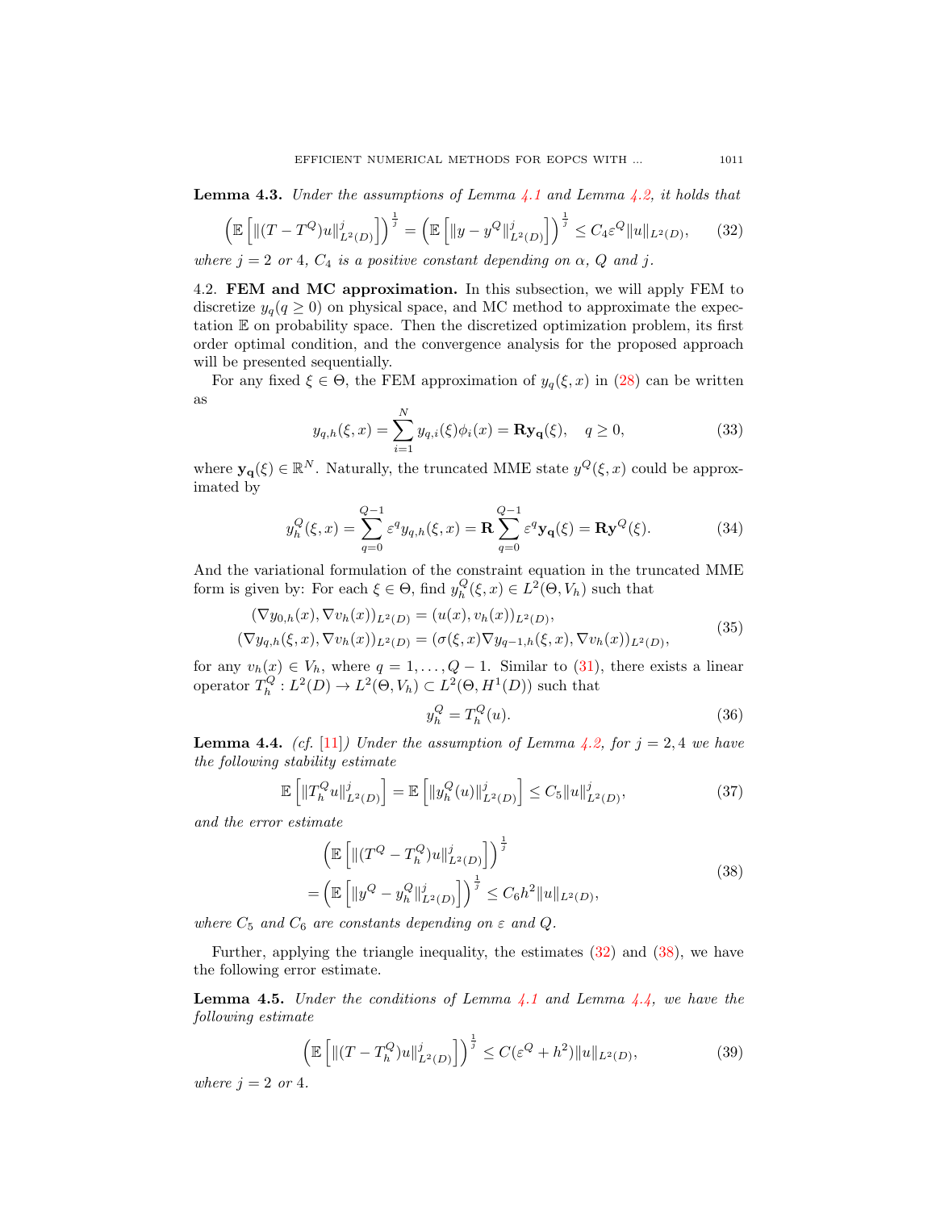**Lemma 4.3.** *Under the assumptions of Lemma 4.1 and Lemma 4.2, it holds that*

$$\left(\mathbb{E}\left[\|(T-T^Q)u\|^j_{L^2(D)}\right]\right)^{\frac{1}{j}} = \left(\mathbb{E}\left[\|y-y^Q\|^j_{L^2(D)}\right]\right)^{\frac{1}{j}} \le C_4\varepsilon^Q\|u\|_{L^2(D)}, \tag{32}$$

*where $j=2$ or 4, $C_4$ is a positive constant depending on $\alpha$, $Q$ and $j$.*

4.2. **FEM and MC approximation.** In this subsection, we will apply FEM to discretize $y_q (q \ge 0)$ on physical space, and MC method to approximate the expectation $\mathbb{E}$ on probability space. Then the discretized optimization problem, its first order optimal condition, and the convergence analysis for the proposed approach will be presented sequentially.

For any fixed $\xi \in \Theta$, the FEM approximation of $y_q(\xi, x)$ in (28) can be written as

$$y_{q,h}(\xi,x) = \sum_{i=1}^{N} y_{q,i}(\xi)\phi_i(x) = \mathbf{R}\mathbf{y_q}(\xi), \quad q \ge 0, \tag{33}$$

where $\mathbf{y_q}(\xi) \in \mathbb{R}^N$. Naturally, the truncated MME state $y^Q(\xi,x)$ could be approximated by

$$y_h^Q(\xi,x) = \sum_{q=0}^{Q-1} \varepsilon^q y_{q,h}(\xi,x) = \mathbf{R}\sum_{q=0}^{Q-1}\varepsilon^q \mathbf{y_q}(\xi) = \mathbf{R}\mathbf{y}^Q(\xi). \tag{34}$$

And the variational formulation of the constraint equation in the truncated MME form is given by: For each $\xi \in \Theta$, find $y_h^Q(\xi,x) \in L^2(\Theta, V_h)$ such that

$$\begin{aligned} (\nabla y_{0,h}(x), \nabla v_h(x))_{L^2(D)} &= (u(x), v_h(x))_{L^2(D)}, \\ (\nabla y_{q,h}(\xi,x), \nabla v_h(x))_{L^2(D)} &= (\sigma(\xi,x)\nabla y_{q-1,h}(\xi,x), \nabla v_h(x))_{L^2(D)}, \end{aligned} \tag{35}$$

for any $v_h(x) \in V_h$, where $q = 1, \ldots, Q-1$. Similar to (31), there exists a linear operator $T_h^Q : L^2(D) \to L^2(\Theta, V_h) \subset L^2(\Theta, H^1(D))$ such that

$$y_h^Q = T_h^Q(u). \tag{36}$$

**Lemma 4.4.** *(cf. [11]) Under the assumption of Lemma 4.2, for $j = 2, 4$ we have the following stability estimate*

$$\mathbb{E}\left[\|T_h^Q u\|^j_{L^2(D)}\right] = \mathbb{E}\left[\|y_h^Q(u)\|^j_{L^2(D)}\right] \le C_5\|u\|^j_{L^2(D)}, \tag{37}$$

*and the error estimate*

$$\begin{aligned} &\left(\mathbb{E}\left[\|(T^Q - T_h^Q)u\|^j_{L^2(D)}\right]\right)^{\frac{1}{j}} \\ &= \left(\mathbb{E}\left[\|y^Q - y_h^Q\|^j_{L^2(D)}\right]\right)^{\frac{1}{j}} \le C_6 h^2\|u\|_{L^2(D)}, \end{aligned} \tag{38}$$

*where $C_5$ and $C_6$ are constants depending on $\varepsilon$ and $Q$.*

Further, applying the triangle inequality, the estimates (32) and (38), we have the following error estimate.

**Lemma 4.5.** *Under the conditions of Lemma 4.1 and Lemma 4.4, we have the following estimate*

$$\left(\mathbb{E}\left[\|(T - T_h^Q)u\|^j_{L^2(D)}\right]\right)^{\frac{1}{j}} \le C(\varepsilon^Q + h^2)\|u\|_{L^2(D)}, \tag{39}$$

*where $j = 2$ or 4.*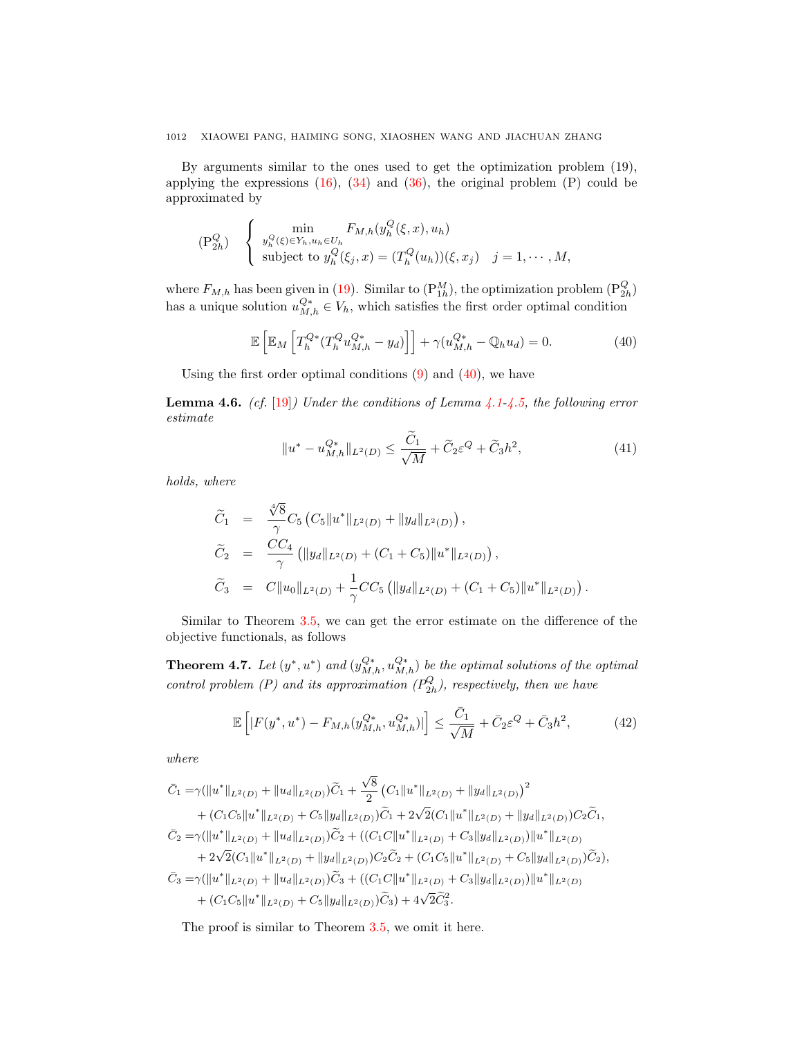By arguments similar to the ones used to get the optimization problem (19), applying the expressions (16), (34) and (36), the original problem (P) could be approximated by

$$
(\mathrm{P}_{2h}^{Q}) \quad \begin{cases} \min\limits_{y_h^Q(\xi)\in Y_h, u_h\in U_h} F_{M,h}(y_h^Q(\xi,x),u_h) \\ \text{subject to } y_h^Q(\xi_j,x) = (T_h^Q(u_h))(\xi,x_j) \quad j=1,\cdots,M, \end{cases}
$$

where $F_{M,h}$ has been given in (19). Similar to $(\mathrm{P}_{1h}^{M})$, the optimization problem $(\mathrm{P}_{2h}^{Q})$ has a unique solution $u_{M,h}^{Q*} \in V_h$, which satisfies the first order optimal condition

$$
\mathbb{E}\left[\mathbb{E}_M\left[T_h^{Q*}(T_h^Q u_{M,h}^{Q*} - y_d)\right]\right] + \gamma(u_{M,h}^{Q*} - \mathbb{Q}_h u_d) = 0. \tag{40}
$$

Using the first order optimal conditions (9) and (40), we have

**Lemma 4.6.** *(cf. [19]) Under the conditions of Lemma 4.1-4.5, the following error estimate*

$$
\|u^* - u_{M,h}^{Q*}\|_{L^2(D)} \le \frac{\widetilde{C}_1}{\sqrt{M}} + \widetilde{C}_2\varepsilon^Q + \widetilde{C}_3 h^2, \tag{41}
$$

*holds, where*

$$
\begin{aligned}
\widetilde{C}_1 &= \frac{\sqrt[4]{8}}{\gamma} C_5\left(C_5\|u^*\|_{L^2(D)} + \|y_d\|_{L^2(D)}\right), \\
\widetilde{C}_2 &= \frac{CC_4}{\gamma}\left(\|y_d\|_{L^2(D)} + (C_1 + C_5)\|u^*\|_{L^2(D)}\right), \\
\widetilde{C}_3 &= C\|u_0\|_{L^2(D)} + \frac{1}{\gamma}CC_5\left(\|y_d\|_{L^2(D)} + (C_1 + C_5)\|u^*\|_{L^2(D)}\right).
\end{aligned}
$$

Similar to Theorem 3.5, we can get the error estimate on the difference of the objective functionals, as follows

**Theorem 4.7.** *Let $(y^*, u^*)$ and $(y_{M,h}^{Q*}, u_{M,h}^{Q*})$ be the optimal solutions of the optimal control problem (P) and its approximation $(P_{2h}^Q)$, respectively, then we have*

$$
\mathbb{E}\left[|F(y^*,u^*) - F_{M,h}(y_{M,h}^{Q*}, u_{M,h}^{Q*})|\right] \le \frac{\bar{C}_1}{\sqrt{M}} + \bar{C}_2\varepsilon^Q + \bar{C}_3 h^2, \tag{42}
$$

*where*

$$
\begin{aligned}
\bar{C}_1 =& \gamma(\|u^*\|_{L^2(D)} + \|u_d\|_{L^2(D)})\widetilde{C}_1 + \frac{\sqrt{8}}{2}\left(C_1\|u^*\|_{L^2(D)} + \|y_d\|_{L^2(D)}\right)^2 \\
&+ (C_1C_5\|u^*\|_{L^2(D)} + C_5\|y_d\|_{L^2(D)})\widetilde{C}_1 + 2\sqrt{2}(C_1\|u^*\|_{L^2(D)} + \|y_d\|_{L^2(D)})C_2\widetilde{C}_1, \\
\bar{C}_2 =& \gamma(\|u^*\|_{L^2(D)} + \|u_d\|_{L^2(D)})\widetilde{C}_2 + ((C_1C\|u^*\|_{L^2(D)} + C_3\|y_d\|_{L^2(D)})\|u^*\|_{L^2(D)} \\
&+ 2\sqrt{2}(C_1\|u^*\|_{L^2(D)} + \|y_d\|_{L^2(D)})C_2\widetilde{C}_2 + (C_1C_5\|u^*\|_{L^2(D)} + C_5\|y_d\|_{L^2(D)})\widetilde{C}_2), \\
\bar{C}_3 =& \gamma(\|u^*\|_{L^2(D)} + \|u_d\|_{L^2(D)})\widetilde{C}_3 + ((C_1C\|u^*\|_{L^2(D)} + C_3\|y_d\|_{L^2(D)})\|u^*\|_{L^2(D)} \\
&+ (C_1C_5\|u^*\|_{L^2(D)} + C_5\|y_d\|_{L^2(D)})\widetilde{C}_3) + 4\sqrt{2}\widetilde{C}_3^2.
\end{aligned}
$$

The proof is similar to Theorem 3.5, we omit it here.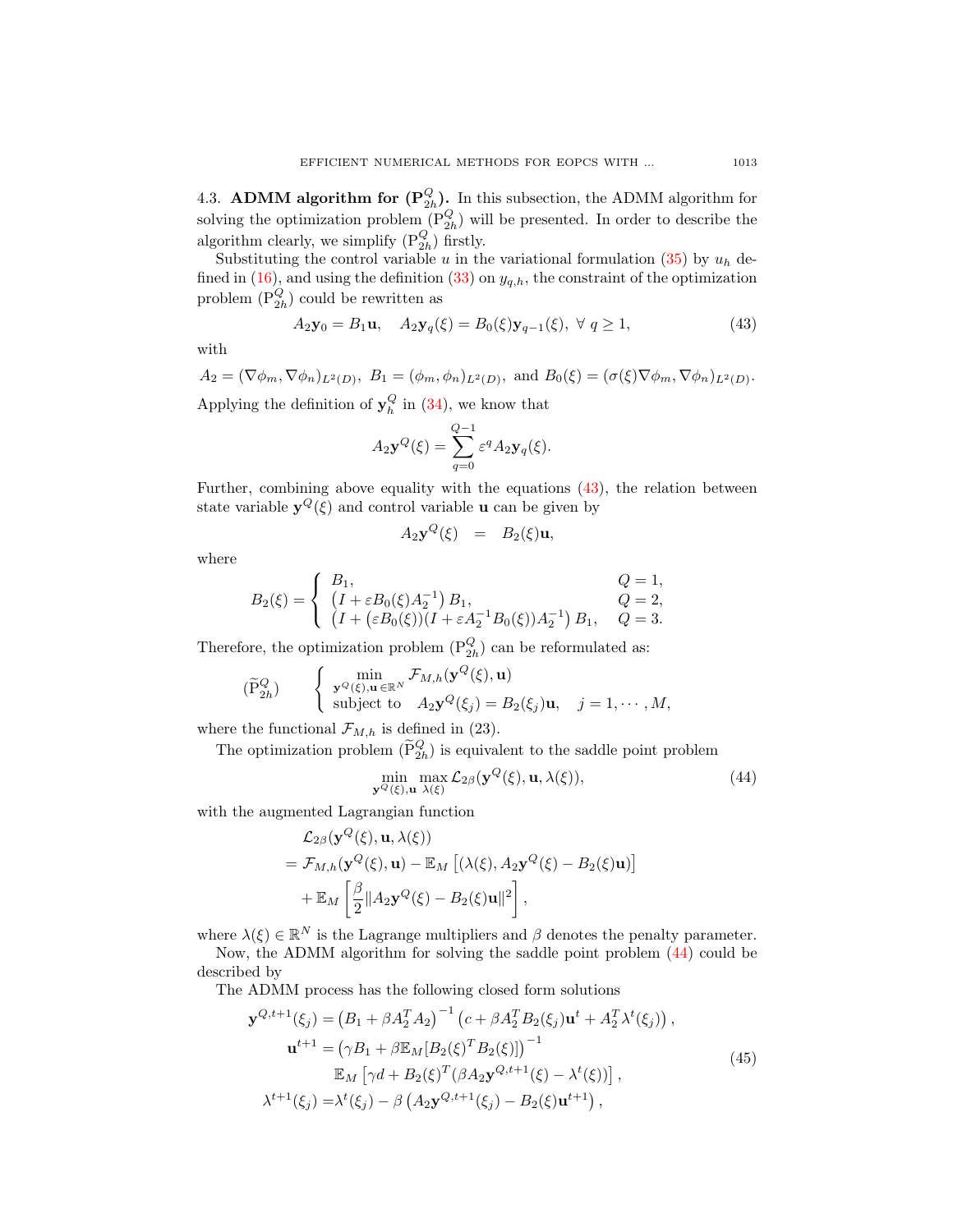### 4.3. ADMM algorithm for ($\mathrm{P}_{2h}^Q$).

In this subsection, the ADMM algorithm for solving the optimization problem ($\mathrm{P}_{2h}^Q$) will be presented. In order to describe the algorithm clearly, we simplify ($\mathrm{P}_{2h}^Q$) firstly.

Substituting the control variable $u$ in the variational formulation (35) by $u_h$ defined in (16), and using the definition (33) on $y_{q,h}$, the constraint of the optimization problem ($\mathrm{P}_{2h}^Q$) could be rewritten as

$$A_2\mathbf{y}_0 = B_1\mathbf{u}, \quad A_2\mathbf{y}_q(\xi) = B_0(\xi)\mathbf{y}_{q-1}(\xi), \ \forall\ q \geq 1, \tag{43}$$

with

$$A_2 = (\nabla\phi_m, \nabla\phi_n)_{L^2(D)}, \ B_1 = (\phi_m, \phi_n)_{L^2(D)}, \text{ and } B_0(\xi) = (\sigma(\xi)\nabla\phi_m, \nabla\phi_n)_{L^2(D)}.$$

Applying the definition of $\mathbf{y}_h^Q$ in (34), we know that

$$A_2\mathbf{y}^Q(\xi) = \sum_{q=0}^{Q-1}\varepsilon^q A_2\mathbf{y}_q(\xi).$$

Further, combining above equality with the equations (43), the relation between state variable $\mathbf{y}^Q(\xi)$ and control variable $\mathbf{u}$ can be given by

$$A_2\mathbf{y}^Q(\xi) \quad = \quad B_2(\xi)\mathbf{u},$$

where

$$B_2(\xi) = \begin{cases} B_1, & Q = 1, \\ \left(I + \varepsilon B_0(\xi)A_2^{-1}\right)B_1, & Q = 2, \\ \left(I + (\varepsilon B_0(\xi))(I + \varepsilon A_2^{-1}B_0(\xi))A_2^{-1}\right)B_1, & Q = 3. \end{cases}$$

Therefore, the optimization problem ($\mathrm{P}_{2h}^Q$) can be reformulated as:

$$(\widetilde{\mathrm{P}}_{2h}^Q) \qquad \begin{cases} \displaystyle\min_{\mathbf{y}^Q(\xi), \mathbf{u} \in \mathbb{R}^N} \mathcal{F}_{M,h}(\mathbf{y}^Q(\xi), \mathbf{u}) \\ \text{subject to} \quad A_2\mathbf{y}^Q(\xi_j) = B_2(\xi_j)\mathbf{u}, \quad j = 1, \cdots, M, \end{cases}$$

where the functional $\mathcal{F}_{M,h}$ is defined in (23).

The optimization problem ($\widetilde{\mathrm{P}}_{2h}^Q$) is equivalent to the saddle point problem

$$\min_{\mathbf{y}^Q(\xi), \mathbf{u}} \max_{\lambda(\xi)} \mathcal{L}_{2\beta}(\mathbf{y}^Q(\xi), \mathbf{u}, \lambda(\xi)), \tag{44}$$

with the augmented Lagrangian function

$$\begin{aligned} &\mathcal{L}_{2\beta}(\mathbf{y}^Q(\xi), \mathbf{u}, \lambda(\xi)) \\ &= \mathcal{F}_{M,h}(\mathbf{y}^Q(\xi), \mathbf{u}) - \mathbb{E}_M\left[(\lambda(\xi), A_2\mathbf{y}^Q(\xi) - B_2(\xi)\mathbf{u})\right] \\ &\quad + \mathbb{E}_M\left[\frac{\beta}{2}\|A_2\mathbf{y}^Q(\xi) - B_2(\xi)\mathbf{u}\|^2\right], \end{aligned}$$

where $\lambda(\xi) \in \mathbb{R}^N$ is the Lagrange multipliers and $\beta$ denotes the penalty parameter.

Now, the ADMM algorithm for solving the saddle point problem (44) could be described by

The ADMM process has the following closed form solutions

$$\begin{aligned} \mathbf{y}^{Q,t+1}(\xi_j) &= \left(B_1 + \beta A_2^T A_2\right)^{-1}\left(c + \beta A_2^T B_2(\xi_j)\mathbf{u}^t + A_2^T\lambda^t(\xi_j)\right), \\ \mathbf{u}^{t+1} &= \left(\gamma B_1 + \beta\mathbb{E}_M[B_2(\xi)^T B_2(\xi)]\right)^{-1} \\ &\qquad \mathbb{E}_M\left[\gamma d + B_2(\xi)^T(\beta A_2\mathbf{y}^{Q,t+1}(\xi) - \lambda^t(\xi))\right], \\ \lambda^{t+1}(\xi_j) &= \lambda^t(\xi_j) - \beta\left(A_2\mathbf{y}^{Q,t+1}(\xi_j) - B_2(\xi)\mathbf{u}^{t+1}\right), \end{aligned} \tag{45}$$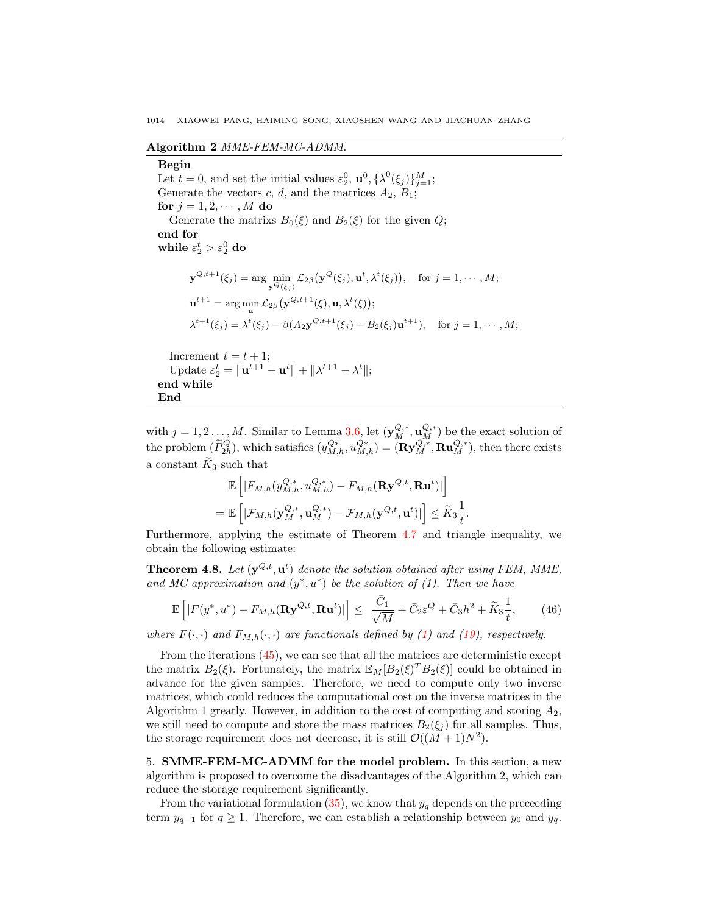**Algorithm 2** *MME-FEM-MC-ADMM.*

```
Begin
Let t = 0, and set the initial values ε_2^0, u^0, {λ^0(ξ_j)}_{j=1}^M;
Generate the vectors c, d, and the matrices A_2, B_1;
for j = 1, 2, ···, M do
   Generate the matrixs B_0(ξ) and B_2(ξ) for the given Q;
end for
while ε_2^t > ε_2^0 do
```

$$
\begin{aligned}
&\mathbf{y}^{Q,t+1}(\xi_j) = \arg\min_{\mathbf{y}^Q(\xi_j)} \mathcal{L}_{2\beta}\big(\mathbf{y}^Q(\xi_j), \mathbf{u}^t, \lambda^t(\xi_j)\big), \quad \text{for } j = 1, \cdots, M;\\
&\mathbf{u}^{t+1} = \arg\min_{\mathbf{u}} \mathcal{L}_{2\beta}\big(\mathbf{y}^{Q,t+1}(\xi), \mathbf{u}, \lambda^t(\xi)\big);\\
&\lambda^{t+1}(\xi_j) = \lambda^t(\xi_j) - \beta(A_2\mathbf{y}^{Q,t+1}(\xi_j) - B_2(\xi_j)\mathbf{u}^{t+1}), \quad \text{for } j = 1, \cdots, M;
\end{aligned}
$$

```
   Increment t = t + 1;
   Update ε_2^t = ‖u^{t+1} − u^t‖ + ‖λ^{t+1} − λ^t‖;
end while
End
```

with $j = 1, 2 \ldots, M$. Similar to Lemma 3.6, let $(\mathbf{y}_M^{Q,*}, \mathbf{u}_M^{Q,*})$ be the exact solution of the problem $(\widetilde{P}_{2h}^Q)$, which satisfies $(y_{M,h}^{Q*}, u_{M,h}^{Q*}) = (\mathbf{R}\mathbf{y}_M^{Q,*}, \mathbf{R}\mathbf{u}_M^{Q,*})$, then there exists a constant $\widetilde{K}_3$ such that

$$
\begin{aligned}
&\mathbb{E}\left[|F_{M,h}(y_{M,h}^{Q,*}, u_{M,h}^{Q,*}) - F_{M,h}(\mathbf{R}\mathbf{y}^{Q,t}, \mathbf{R}\mathbf{u}^t)|\right]\\
&= \mathbb{E}\left[|\mathcal{F}_{M,h}(\mathbf{y}_M^{Q,*}, \mathbf{u}_M^{Q,*}) - \mathcal{F}_{M,h}(\mathbf{y}^{Q,t}, \mathbf{u}^t)|\right] \le \widetilde{K}_3 \frac{1}{t}.
\end{aligned}
$$

Furthermore, applying the estimate of Theorem 4.7 and triangle inequality, we obtain the following estimate:

**Theorem 4.8.** *Let $(\mathbf{y}^{Q,t}, \mathbf{u}^t)$ denote the solution obtained after using FEM, MME, and MC approximation and $(y^*, u^*)$ be the solution of (1). Then we have*

$$
\mathbb{E}\left[|F(y^*, u^*) - F_{M,h}(\mathbf{R}\mathbf{y}^{Q,t}, \mathbf{R}\mathbf{u}^t)|\right] \le \frac{\bar{C}_1}{\sqrt{M}} + \bar{C}_2\varepsilon^Q + \bar{C}_3 h^2 + \widetilde{K}_3\frac{1}{t}, \qquad (46)
$$

*where $F(\cdot,\cdot)$ and $F_{M,h}(\cdot,\cdot)$ are functionals defined by (1) and (19), respectively.*

From the iterations (45), we can see that all the matrices are deterministic except the matrix $B_2(\xi)$. Fortunately, the matrix $\mathbb{E}_M[B_2(\xi)^T B_2(\xi)]$ could be obtained in advance for the given samples. Therefore, we need to compute only two inverse matrices, which could reduces the computational cost on the inverse matrices in the Algorithm 1 greatly. However, in addition to the cost of computing and storing $A_2$, we still need to compute and store the mass matrices $B_2(\xi_j)$ for all samples. Thus, the storage requirement does not decrease, it is still $\mathcal{O}((M+1)N^2)$.

## 5. SMME-FEM-MC-ADMM for the model problem.

In this section, a new algorithm is proposed to overcome the disadvantages of the Algorithm 2, which can reduce the storage requirement significantly.

From the variational formulation (35), we know that $y_q$ depends on the preceeding term $y_{q-1}$ for $q \ge 1$. Therefore, we can establish a relationship between $y_0$ and $y_q$.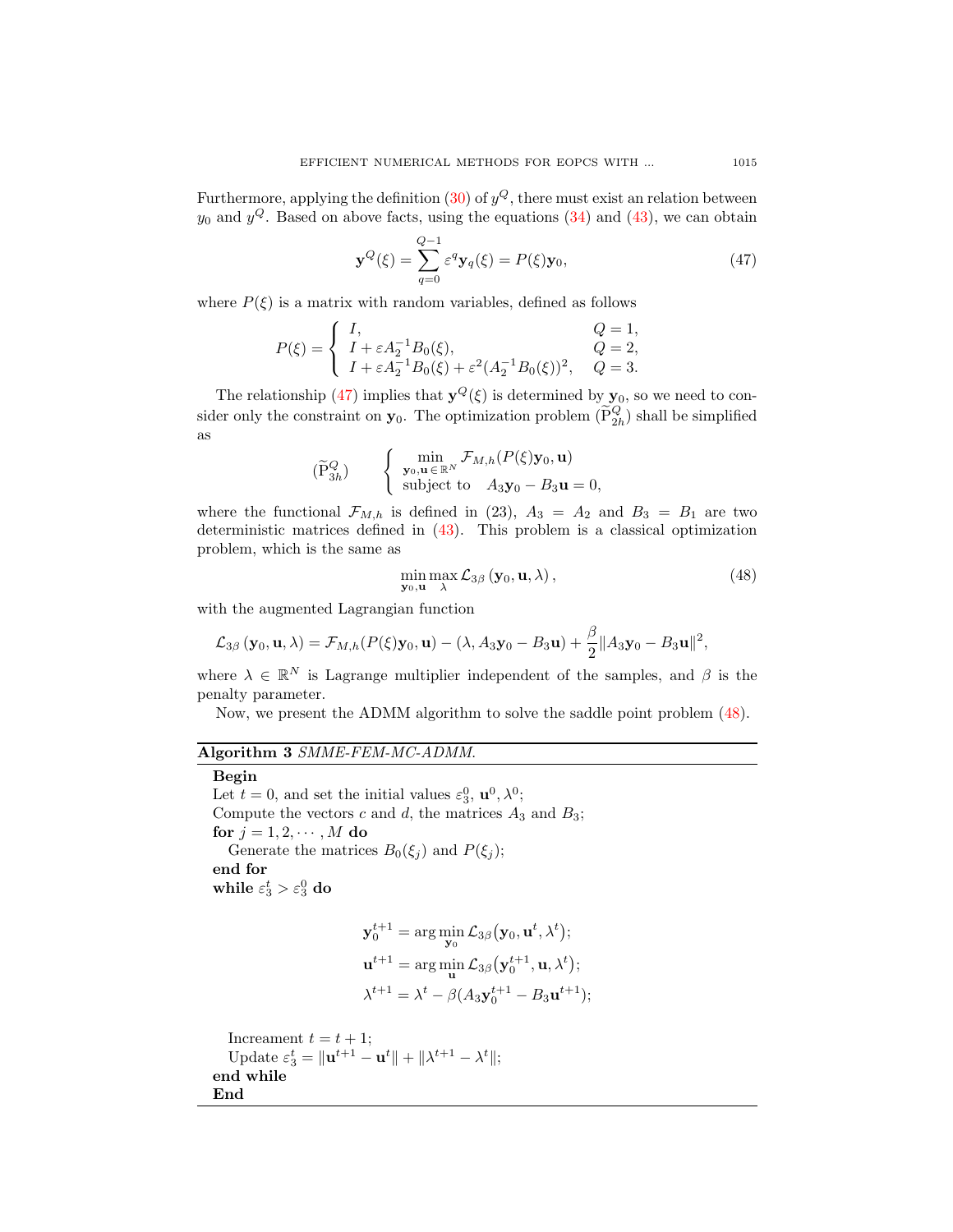Furthermore, applying the definition (30) of $y^Q$, there must exist an relation between $y_0$ and $y^Q$. Based on above facts, using the equations (34) and (43), we can obtain

$$\mathbf{y}^Q(\xi) = \sum_{q=0}^{Q-1} \varepsilon^q \mathbf{y}_q(\xi) = P(\xi)\mathbf{y}_0, \tag{47}$$

where $P(\xi)$ is a matrix with random variables, defined as follows

$$P(\xi) = \begin{cases} I, & Q = 1, \\ I + \varepsilon A_2^{-1} B_0(\xi), & Q = 2, \\ I + \varepsilon A_2^{-1} B_0(\xi) + \varepsilon^2 (A_2^{-1} B_0(\xi))^2, & Q = 3. \end{cases}$$

The relationship (47) implies that $\mathbf{y}^Q(\xi)$ is determined by $\mathbf{y}_0$, so we need to consider only the constraint on $\mathbf{y}_0$. The optimization problem $(\widetilde{\mathrm{P}}_{2h}^Q)$ shall be simplified as

$$(\widetilde{\mathrm{P}}_{3h}^Q) \qquad \begin{cases} \min\limits_{\mathbf{y}_0, \mathbf{u} \in \mathbb{R}^N} \mathcal{F}_{M,h}(P(\xi)\mathbf{y}_0, \mathbf{u}) \\ \text{subject to} \quad A_3 \mathbf{y}_0 - B_3 \mathbf{u} = 0, \end{cases}$$

where the functional $\mathcal{F}_{M,h}$ is defined in (23), $A_3 = A_2$ and $B_3 = B_1$ are two deterministic matrices defined in (43). This problem is a classical optimization problem, which is the same as

$$\min_{\mathbf{y}_0, \mathbf{u}} \max_{\lambda} \mathcal{L}_{3\beta}(\mathbf{y}_0, \mathbf{u}, \lambda), \tag{48}$$

with the augmented Lagrangian function

$$\mathcal{L}_{3\beta}(\mathbf{y}_0, \mathbf{u}, \lambda) = \mathcal{F}_{M,h}(P(\xi)\mathbf{y}_0, \mathbf{u}) - (\lambda, A_3\mathbf{y}_0 - B_3\mathbf{u}) + \frac{\beta}{2}\|A_3\mathbf{y}_0 - B_3\mathbf{u}\|^2,$$

where $\lambda \in \mathbb{R}^N$ is Lagrange multiplier independent of the samples, and $\beta$ is the penalty parameter.

Now, we present the ADMM algorithm to solve the saddle point problem (48).

---

**Algorithm 3** *SMME-FEM-MC-ADMM.*

---

**Begin**
Let $t = 0$, and set the initial values $\varepsilon_3^0$, $\mathbf{u}^0, \lambda^0$;
Compute the vectors $c$ and $d$, the matrices $A_3$ and $B_3$;
**for** $j = 1, 2, \cdots, M$ **do**
  Generate the matrices $B_0(\xi_j)$ and $P(\xi_j)$;
**end for**
**while** $\varepsilon_3^t > \varepsilon_3^0$ **do**

$$\mathbf{y}_0^{t+1} = \arg\min_{\mathbf{y}_0} \mathcal{L}_{3\beta}(\mathbf{y}_0, \mathbf{u}^t, \lambda^t);$$
$$\mathbf{u}^{t+1} = \arg\min_{\mathbf{u}} \mathcal{L}_{3\beta}(\mathbf{y}_0^{t+1}, \mathbf{u}, \lambda^t);$$
$$\lambda^{t+1} = \lambda^t - \beta(A_3\mathbf{y}_0^{t+1} - B_3\mathbf{u}^{t+1});$$

  Increament $t = t + 1$;
  Update $\varepsilon_3^t = \|\mathbf{u}^{t+1} - \mathbf{u}^t\| + \|\lambda^{t+1} - \lambda^t\|$;
**end while**
**End**

---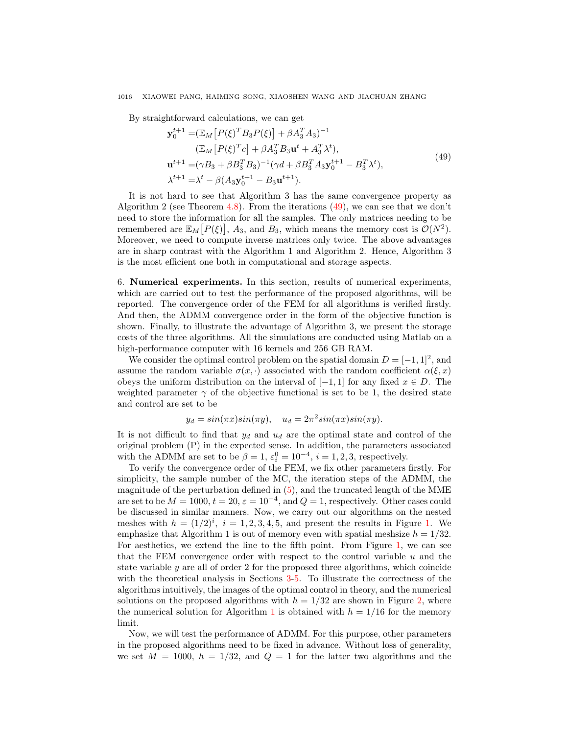By straightforward calculations, we can get

$$
\begin{aligned}
\mathbf{y}_0^{t+1} =&(\mathbb{E}_M\big[P(\xi)^T B_3 P(\xi)\big] + \beta A_3^T A_3)^{-1} \\
&(\mathbb{E}_M\big[P(\xi)^T c\big] + \beta A_3^T B_3 \mathbf{u}^t + A_3^T \lambda^t), \\
\mathbf{u}^{t+1} =&(\gamma B_3 + \beta B_3^T B_3)^{-1}(\gamma d + \beta B_3^T A_3 \mathbf{y}_0^{t+1} - B_3^T \lambda^t), \\
\lambda^{t+1} =&\lambda^t - \beta(A_3 \mathbf{y}_0^{t+1} - B_3 \mathbf{u}^{t+1}).
\end{aligned}
\tag{49}
$$

It is not hard to see that Algorithm 3 has the same convergence property as Algorithm 2 (see Theorem 4.8). From the iterations (49), we can see that we don't need to store the information for all the samples. The only matrices needing to be remembered are $\mathbb{E}_M\big[P(\xi)\big]$, $A_3$, and $B_3$, which means the memory cost is $\mathcal{O}(N^2)$. Moreover, we need to compute inverse matrices only twice. The above advantages are in sharp contrast with the Algorithm 1 and Algorithm 2. Hence, Algorithm 3 is the most efficient one both in computational and storage aspects.

## 6. Numerical experiments.

In this section, results of numerical experiments, which are carried out to test the performance of the proposed algorithms, will be reported. The convergence order of the FEM for all algorithms is verified firstly. And then, the ADMM convergence order in the form of the objective function is shown. Finally, to illustrate the advantage of Algorithm 3, we present the storage costs of the three algorithms. All the simulations are conducted using Matlab on a high-performance computer with 16 kernels and 256 GB RAM.

We consider the optimal control problem on the spatial domain $D = [-1, 1]^2$, and assume the random variable $\sigma(x, \cdot)$ associated with the random coefficient $\alpha(\xi, x)$ obeys the uniform distribution on the interval of $[-1, 1]$ for any fixed $x \in D$. The weighted parameter $\gamma$ of the objective functional is set to be 1, the desired state and control are set to be

$$
y_d = sin(\pi x)sin(\pi y), \quad u_d = 2\pi^2 sin(\pi x)sin(\pi y).
$$

It is not difficult to find that $y_d$ and $u_d$ are the optimal state and control of the original problem (P) in the expected sense. In addition, the parameters associated with the ADMM are set to be $\beta = 1$, $\varepsilon_i^0 = 10^{-4}$, $i = 1, 2, 3$, respectively.

To verify the convergence order of the FEM, we fix other parameters firstly. For simplicity, the sample number of the MC, the iteration steps of the ADMM, the magnitude of the perturbation defined in (5), and the truncated length of the MME are set to be $M = 1000$, $t = 20$, $\varepsilon = 10^{-4}$, and $Q = 1$, respectively. Other cases could be discussed in similar manners. Now, we carry out our algorithms on the nested meshes with $h = (1/2)^i$, $i = 1, 2, 3, 4, 5$, and present the results in Figure 1. We emphasize that Algorithm 1 is out of memory even with spatial meshsize $h = 1/32$. For aesthetics, we extend the line to the fifth point. From Figure 1, we can see that the FEM convergence order with respect to the control variable $u$ and the state variable $y$ are all of order 2 for the proposed three algorithms, which coincide with the theoretical analysis in Sections 3-5. To illustrate the correctness of the algorithms intuitively, the images of the optimal control in theory, and the numerical solutions on the proposed algorithms with $h = 1/32$ are shown in Figure 2, where the numerical solution for Algorithm 1 is obtained with $h = 1/16$ for the memory limit.

Now, we will test the performance of ADMM. For this purpose, other parameters in the proposed algorithms need to be fixed in advance. Without loss of generality, we set $M = 1000$, $h = 1/32$, and $Q = 1$ for the latter two algorithms and the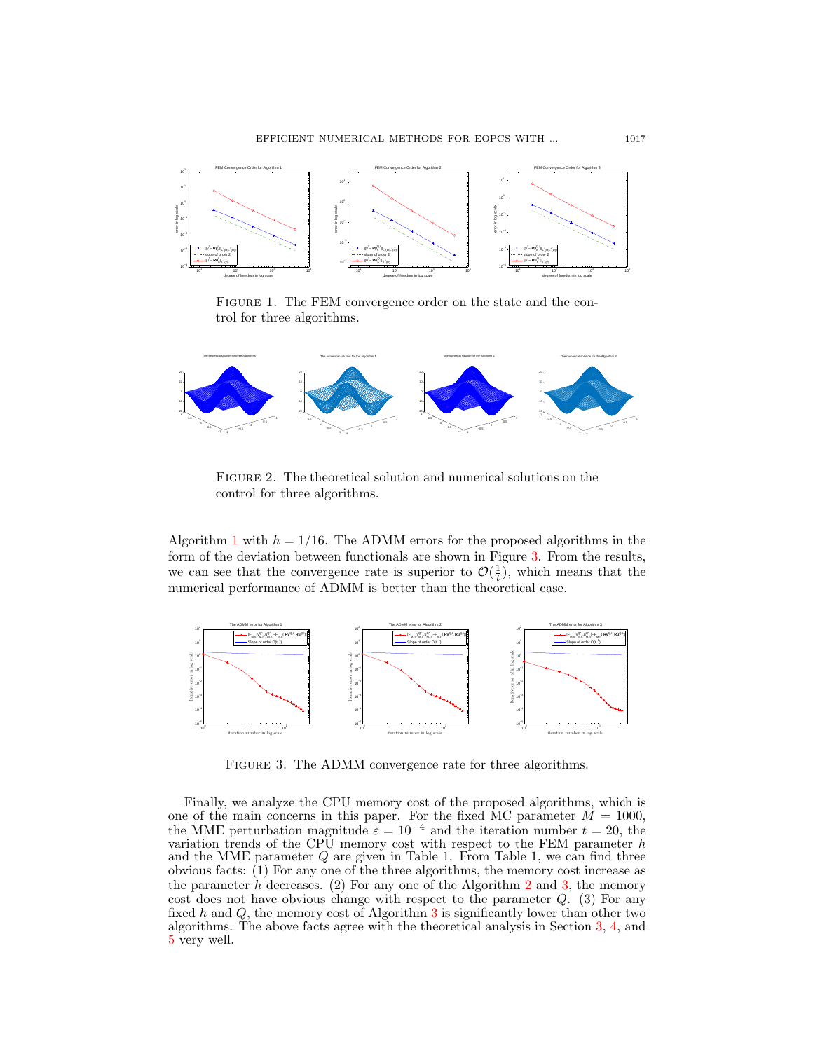FIGURE 1. The FEM convergence order on the state and the control for three algorithms.

FIGURE 2. The theoretical solution and numerical solutions on the control for three algorithms.

Algorithm 1 with $h = 1/16$. The ADMM errors for the proposed algorithms in the form of the deviation between functionals are shown in Figure 3. From the results, we can see that the convergence rate is superior to $\mathcal{O}(\frac{1}{t})$, which means that the numerical performance of ADMM is better than the theoretical case.

FIGURE 3. The ADMM convergence rate for three algorithms.

Finally, we analyze the CPU memory cost of the proposed algorithms, which is one of the main concerns in this paper. For the fixed MC parameter $M = 1000$, the MME perturbation magnitude $\varepsilon = 10^{-4}$ and the iteration number $t = 20$, the variation trends of the CPU memory cost with respect to the FEM parameter $h$ and the MME parameter $Q$ are given in Table 1. From Table 1, we can find three obvious facts: (1) For any one of the three algorithms, the memory cost increase as the parameter $h$ decreases. (2) For any one of the Algorithm 2 and 3, the memory cost does not have obvious change with respect to the parameter $Q$. (3) For any fixed $h$ and $Q$, the memory cost of Algorithm 3 is significantly lower than other two algorithms. The above facts agree with the theoretical analysis in Section 3, 4, and 5 very well.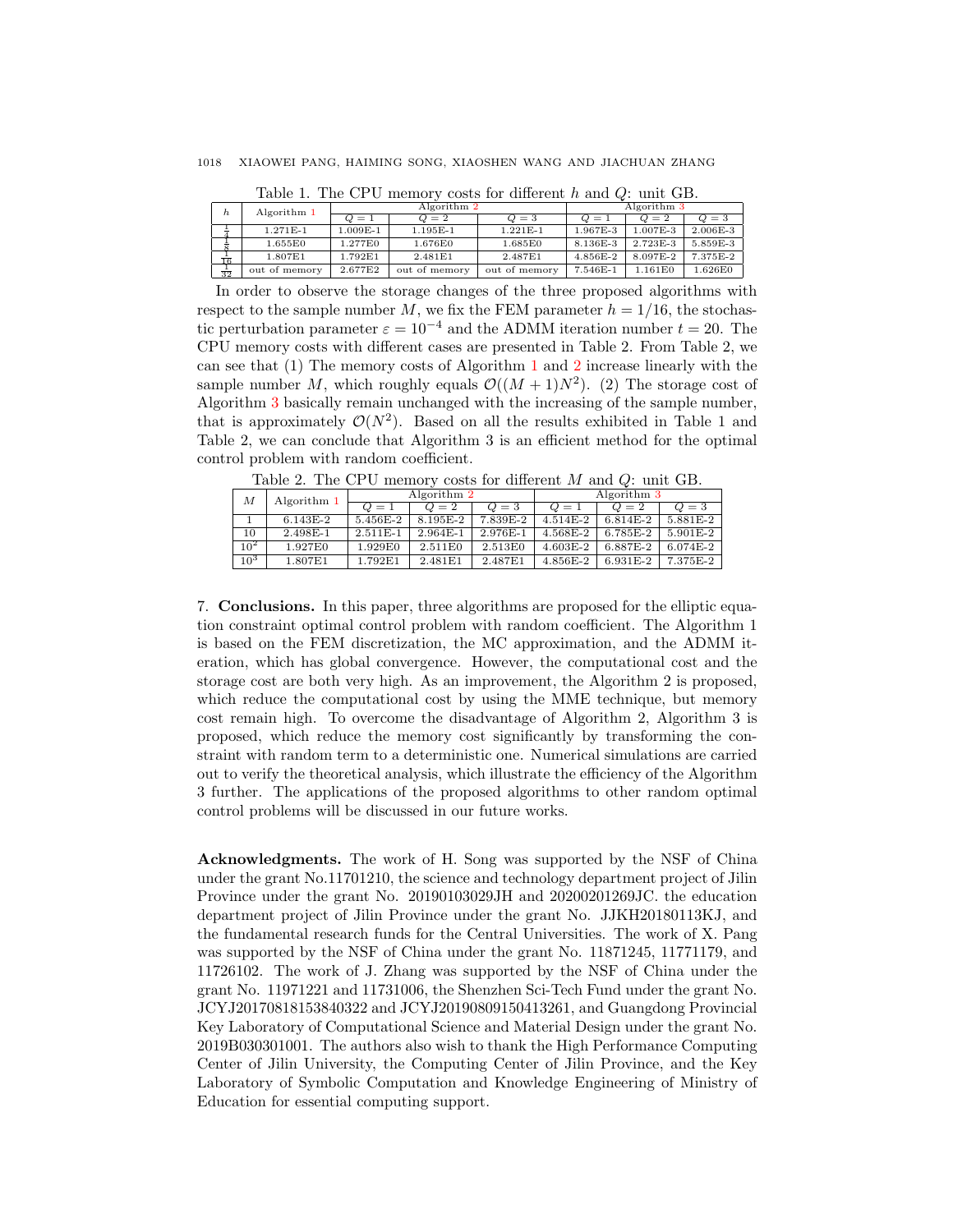Table 1. The CPU memory costs for different $h$ and $Q$: unit GB.

| $h$ | Algorithm 1 | Algorithm 2 | | | Algorithm 3 | | |
|---|---|---|---|---|---|---|---|
| | | $Q=1$ | $Q=2$ | $Q=3$ | $Q=1$ | $Q=2$ | $Q=3$ |
| $\frac{1}{4}$ | 1.271E-1 | 1.009E-1 | 1.195E-1 | 1.221E-1 | 1.967E-3 | 1.007E-3 | 2.006E-3 |
| $\frac{1}{8}$ | 1.655E0 | 1.277E0 | 1.676E0 | 1.685E0 | 8.136E-3 | 2.723E-3 | 5.859E-3 |
| $\frac{1}{16}$ | 1.807E1 | 1.792E1 | 2.481E1 | 2.487E1 | 4.856E-2 | 8.097E-2 | 7.375E-2 |
| $\frac{1}{32}$ | out of memory | 2.677E2 | out of memory | out of memory | 7.546E-1 | 1.161E0 | 1.626E0 |

In order to observe the storage changes of the three proposed algorithms with respect to the sample number $M$, we fix the FEM parameter $h = 1/16$, the stochastic perturbation parameter $\varepsilon = 10^{-4}$ and the ADMM iteration number $t = 20$. The CPU memory costs with different cases are presented in Table 2. From Table 2, we can see that (1) The memory costs of Algorithm 1 and 2 increase linearly with the sample number $M$, which roughly equals $\mathcal{O}((M+1)N^2)$. (2) The storage cost of Algorithm 3 basically remain unchanged with the increasing of the sample number, that is approximately $\mathcal{O}(N^2)$. Based on all the results exhibited in Table 1 and Table 2, we can conclude that Algorithm 3 is an efficient method for the optimal control problem with random coefficient.

Table 2. The CPU memory costs for different $M$ and $Q$: unit GB.

| $M$ | Algorithm 1 | Algorithm 2 | | | Algorithm 3 | | |
|---|---|---|---|---|---|---|---|
| | | $Q=1$ | $Q=2$ | $Q=3$ | $Q=1$ | $Q=2$ | $Q=3$ |
| 1 | 6.143E-2 | 5.456E-2 | 8.195E-2 | 7.839E-2 | 4.514E-2 | 6.814E-2 | 5.881E-2 |
| 10 | 2.498E-1 | 2.511E-1 | 2.964E-1 | 2.976E-1 | 4.568E-2 | 6.785E-2 | 5.901E-2 |
| $10^2$ | 1.927E0 | 1.929E0 | 2.511E0 | 2.513E0 | 4.603E-2 | 6.887E-2 | 6.074E-2 |
| $10^3$ | 1.807E1 | 1.792E1 | 2.481E1 | 2.487E1 | 4.856E-2 | 6.931E-2 | 7.375E-2 |

7. **Conclusions.** In this paper, three algorithms are proposed for the elliptic equation constraint optimal control problem with random coefficient. The Algorithm 1 is based on the FEM discretization, the MC approximation, and the ADMM iteration, which has global convergence. However, the computational cost and the storage cost are both very high. As an improvement, the Algorithm 2 is proposed, which reduce the computational cost by using the MME technique, but memory cost remain high. To overcome the disadvantage of Algorithm 2, Algorithm 3 is proposed, which reduce the memory cost significantly by transforming the constraint with random term to a deterministic one. Numerical simulations are carried out to verify the theoretical analysis, which illustrate the efficiency of the Algorithm 3 further. The applications of the proposed algorithms to other random optimal control problems will be discussed in our future works.

**Acknowledgments.** The work of H. Song was supported by the NSF of China under the grant No.11701210, the science and technology department project of Jilin Province under the grant No. 20190103029JH and 20200201269JC. the education department project of Jilin Province under the grant No. JJKH20180113KJ, and the fundamental research funds for the Central Universities. The work of X. Pang was supported by the NSF of China under the grant No. 11871245, 11771179, and 11726102. The work of J. Zhang was supported by the NSF of China under the grant No. 11971221 and 11731006, the Shenzhen Sci-Tech Fund under the grant No. JCYJ20170818153840322 and JCYJ20190809150413261, and Guangdong Provincial Key Laboratory of Computational Science and Material Design under the grant No. 2019B030301001. The authors also wish to thank the High Performance Computing Center of Jilin University, the Computing Center of Jilin Province, and the Key Laboratory of Symbolic Computation and Knowledge Engineering of Ministry of Education for essential computing support.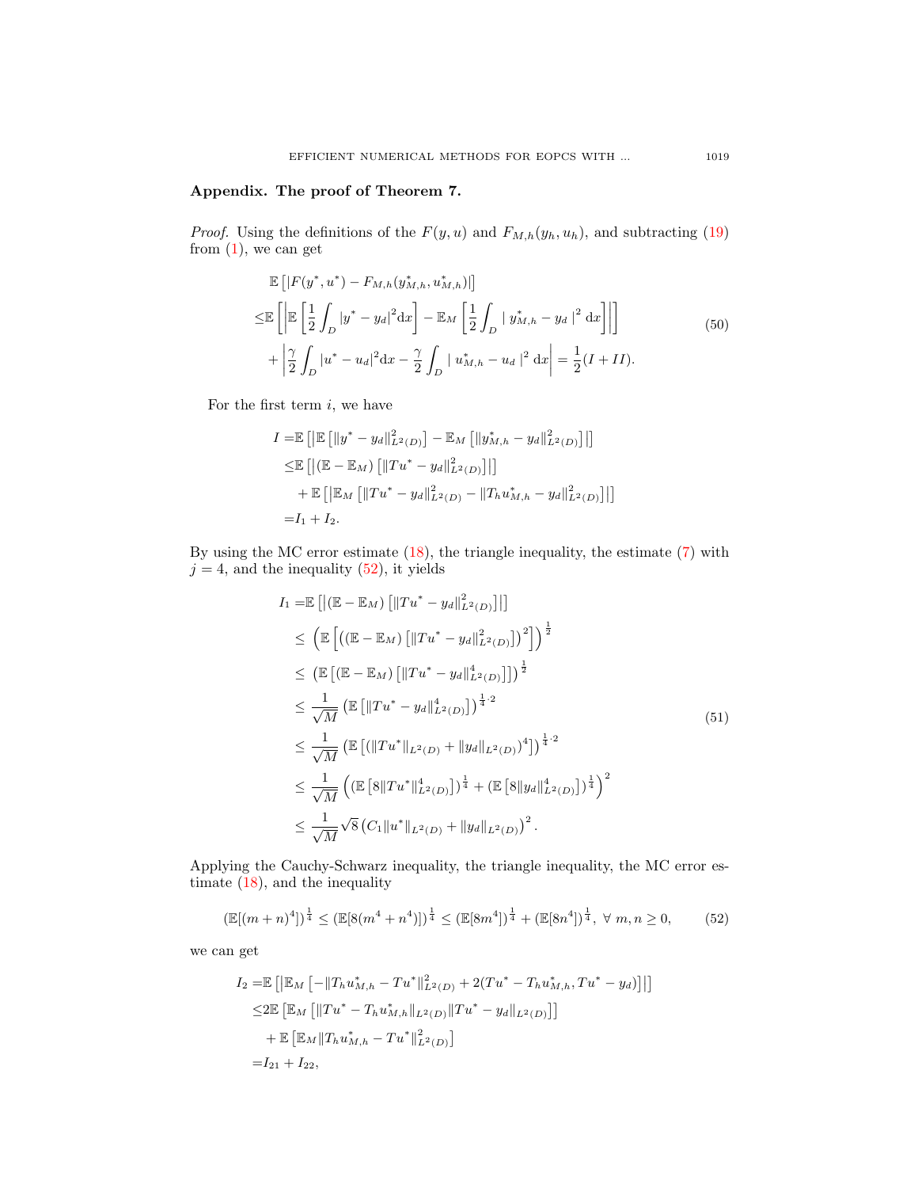## Appendix. The proof of Theorem 7.

*Proof.* Using the definitions of the $F(y,u)$ and $F_{M,h}(y_h, u_h)$, and subtracting (19) from (1), we can get

$$
\begin{aligned}
&\mathbb{E}\left[|F(y^*,u^*) - F_{M,h}(y^*_{M,h}, u^*_{M,h})|\right] \\
\leq &\mathbb{E}\left[\left|\mathbb{E}\left[\frac{1}{2}\int_D |y^* - y_d|^2 \mathrm{d}x\right] - \mathbb{E}_M\left[\frac{1}{2}\int_D |\ y^*_{M,h} - y_d\ |^2\ \mathrm{d}x\right]\right|\right] \\
&+ \left|\frac{\gamma}{2}\int_D |u^* - u_d|^2 \mathrm{d}x - \frac{\gamma}{2}\int_D |\ u^*_{M,h} - u_d\ |^2\ \mathrm{d}x\right| = \frac{1}{2}(I + II).
\end{aligned}
\tag{50}
$$

For the first term $i$, we have

$$
\begin{aligned}
I =&\mathbb{E}\left[\left|\mathbb{E}\left[\|y^* - y_d\|^2_{L^2(D)}\right] - \mathbb{E}_M\left[\|y^*_{M,h} - y_d\|^2_{L^2(D)}\right]\right|\right] \\
\leq&\mathbb{E}\left[\left|(\mathbb{E} - \mathbb{E}_M)\left[\|Tu^* - y_d\|^2_{L^2(D)}\right]\right|\right] \\
&+ \mathbb{E}\left[\left|\mathbb{E}_M\left[\|Tu^* - y_d\|^2_{L^2(D)} - \|T_h u^*_{M,h} - y_d\|^2_{L^2(D)}\right]\right|\right] \\
=&I_1 + I_2.
\end{aligned}
$$

By using the MC error estimate (18), the triangle inequality, the estimate (7) with $j = 4$, and the inequality (52), it yields

$$
\begin{aligned}
I_1 =&\mathbb{E}\left[\left|(\mathbb{E} - \mathbb{E}_M)\left[\|Tu^* - y_d\|^2_{L^2(D)}\right]\right|\right] \\
\leq&\ \left(\mathbb{E}\left[\left((\mathbb{E} - \mathbb{E}_M)\left[\|Tu^* - y_d\|^2_{L^2(D)}\right]\right)^2\right]\right)^{\frac{1}{2}} \\
\leq&\ \left(\mathbb{E}\left[(\mathbb{E} - \mathbb{E}_M)\left[\|Tu^* - y_d\|^4_{L^2(D)}\right]\right]\right)^{\frac{1}{2}} \\
\leq&\ \frac{1}{\sqrt{M}}\left(\mathbb{E}\left[\|Tu^* - y_d\|^4_{L^2(D)}\right]\right)^{\frac{1}{4}\cdot 2} \\
\leq&\ \frac{1}{\sqrt{M}}\left(\mathbb{E}\left[(\|Tu^*\|_{L^2(D)} + \|y_d\|_{L^2(D)})^4\right]\right)^{\frac{1}{4}\cdot 2} \\
\leq&\ \frac{1}{\sqrt{M}}\left(\left(\mathbb{E}\left[8\|Tu^*\|^4_{L^2(D)}\right]\right)^{\frac{1}{4}} + \left(\mathbb{E}\left[8\|y_d\|^4_{L^2(D)}\right]\right)^{\frac{1}{4}}\right)^2 \\
\leq&\ \frac{1}{\sqrt{M}}\sqrt{8}\left(C_1\|u^*\|_{L^2(D)} + \|y_d\|_{L^2(D)}\right)^2.
\end{aligned}
\tag{51}
$$

Applying the Cauchy-Schwarz inequality, the triangle inequality, the MC error estimate (18), and the inequality

$$
(\mathbb{E}[(m+n)^4])^{\frac{1}{4}} \leq (\mathbb{E}[8(m^4 + n^4)])^{\frac{1}{4}} \leq (\mathbb{E}[8m^4])^{\frac{1}{4}} + (\mathbb{E}[8n^4])^{\frac{1}{4}},\ \forall\ m, n \geq 0,
\tag{52}
$$

we can get

$$
\begin{aligned}
I_2 =&\mathbb{E}\left[\left|\mathbb{E}_M\left[-\|T_h u^*_{M,h} - Tu^*\|^2_{L^2(D)} + 2(Tu^* - T_h u^*_{M,h}, Tu^* - y_d)\right]\right|\right] \\
\leq&2\mathbb{E}\left[\mathbb{E}_M\left[\|Tu^* - T_h u^*_{M,h}\|_{L^2(D)}\|Tu^* - y_d\|_{L^2(D)}\right]\right] \\
&+ \mathbb{E}\left[\mathbb{E}_M\|T_h u^*_{M,h} - Tu^*\|^2_{L^2(D)}\right] \\
=&I_{21} + I_{22},
\end{aligned}
$$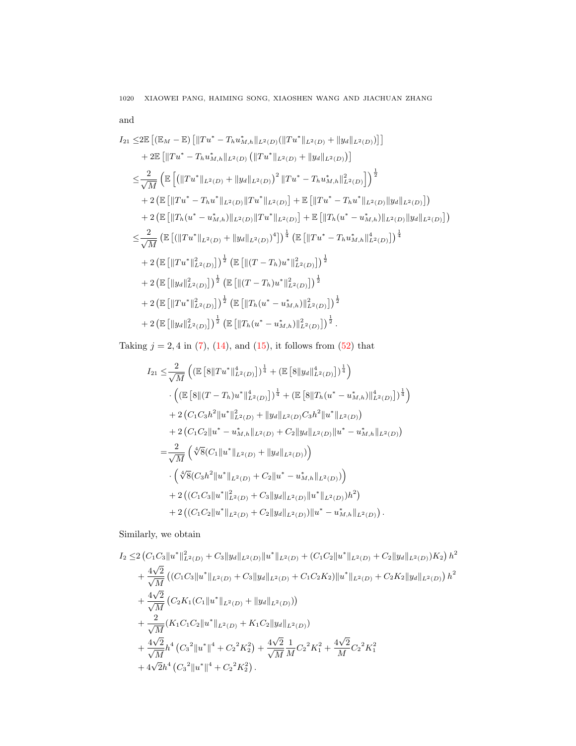and

$$
\begin{aligned}
I_{21} \leq & 2\mathbb{E}\left[(\mathbb{E}_M - \mathbb{E})\left[\|Tu^* - T_h u^*_{M,h}\|_{L^2(D)}(\|Tu^*\|_{L^2(D)} + \|y_d\|_{L^2(D)})\right]\right] \\
& + 2\mathbb{E}\left[\|Tu^* - T_h u^*_{M,h}\|_{L^2(D)}\left(\|Tu^*\|_{L^2(D)} + \|y_d\|_{L^2(D)}\right)\right] \\
\leq & \frac{2}{\sqrt{M}}\left(\mathbb{E}\left[\left(\|Tu^*\|_{L^2(D)} + \|y_d\|_{L^2(D)}\right)^2\|Tu^* - T_h u^*_{M,h}\|^2_{L^2(D)}\right]\right)^{\frac{1}{2}} \\
& + 2\left(\mathbb{E}\left[\|Tu^* - T_h u^*\|_{L^2(D)}\|Tu^*\|_{L^2(D)}\right] + \mathbb{E}\left[\|Tu^* - T_h u^*\|_{L^2(D)}\|y_d\|_{L^2(D)}\right]\right) \\
& + 2\left(\mathbb{E}\left[\|T_h(u^* - u^*_{M,h})\|_{L^2(D)}\|Tu^*\|_{L^2(D)}\right] + \mathbb{E}\left[\|T_h(u^* - u^*_{M,h})\|_{L^2(D)}\|y_d\|_{L^2(D)}\right]\right) \\
\leq & \frac{2}{\sqrt{M}}\left(\mathbb{E}\left[(\|Tu^*\|_{L^2(D)} + \|y_d\|_{L^2(D)})^4\right]\right)^{\frac{1}{4}}\left(\mathbb{E}\left[\|Tu^* - T_h u^*_{M,h}\|^4_{L^2(D)}\right]\right)^{\frac{1}{4}} \\
& + 2\left(\mathbb{E}\left[\|Tu^*\|^2_{L^2(D)}\right]\right)^{\frac{1}{2}}\left(\mathbb{E}\left[\|(T - T_h)u^*\|^2_{L^2(D)}\right]\right)^{\frac{1}{2}} \\
& + 2\left(\mathbb{E}\left[\|y_d\|^2_{L^2(D)}\right]\right)^{\frac{1}{2}}\left(\mathbb{E}\left[\|(T - T_h)u^*\|^2_{L^2(D)}\right]\right)^{\frac{1}{2}} \\
& + 2\left(\mathbb{E}\left[\|Tu^*\|^2_{L^2(D)}\right]\right)^{\frac{1}{2}}\left(\mathbb{E}\left[\|T_h(u^* - u^*_{M,h})\|^2_{L^2(D)}\right]\right)^{\frac{1}{2}} \\
& + 2\left(\mathbb{E}\left[\|y_d\|^2_{L^2(D)}\right]\right)^{\frac{1}{2}}\left(\mathbb{E}\left[\|T_h(u^* - u^*_{M,h})\|^2_{L^2(D)}\right]\right)^{\frac{1}{2}}.
\end{aligned}
$$

Taking $j = 2, 4$ in (7), (14), and (15), it follows from (52) that

$$
\begin{aligned}
I_{21} \leq & \frac{2}{\sqrt{M}}\left(\left(\mathbb{E}\left[8\|Tu^*\|^4_{L^2(D)}\right]\right)^{\frac{1}{4}} + \left(\mathbb{E}\left[8\|y_d\|^4_{L^2(D)}\right]\right)^{\frac{1}{4}}\right) \\
& \cdot\left(\left(\mathbb{E}\left[8\|(T - T_h)u^*\|^4_{L^2(D)}\right]\right)^{\frac{1}{4}} + \left(\mathbb{E}\left[8\|T_h(u^* - u^*_{M,h})\|^4_{L^2(D)}\right]\right)^{\frac{1}{4}}\right) \\
& + 2\left(C_1C_3h^2\|u^*\|^2_{L^2(D)} + \|y_d\|_{L^2(D)}C_3h^2\|u^*\|_{L^2(D)}\right) \\
& + 2\left(C_1C_2\|u^* - u^*_{M,h}\|_{L^2(D)} + C_2\|y_d\|_{L^2(D)}\|u^* - u^*_{M,h}\|_{L^2(D)}\right) \\
= & \frac{2}{\sqrt{M}}\left(\sqrt[4]{8}(C_1\|u^*\|_{L^2(D)} + \|y_d\|_{L^2(D)})\right) \\
& \cdot\left(\sqrt[4]{8}(C_3h^2\|u^*\|_{L^2(D)} + C_2\|u^* - u^*_{M,h}\|_{L^2(D)})\right) \\
& + 2\left((C_1C_3\|u^*\|^2_{L^2(D)} + C_3\|y_d\|_{L^2(D)}\|u^*\|_{L^2(D)})h^2\right) \\
& + 2\left((C_1C_2\|u^*\|_{L^2(D)} + C_2\|y_d\|_{L^2(D)})\|u^* - u^*_{M,h}\|_{L^2(D)}\right).
\end{aligned}
$$

Similarly, we obtain

$$
\begin{aligned}
I_2 \leq & 2\left(C_1C_3\|u^*\|^2_{L^2(D)} + C_3\|y_d\|_{L^2(D)}\|u^*\|_{L^2(D)} + (C_1C_2\|u^*\|_{L^2(D)} + C_2\|y_d\|_{L^2(D)})K_2\right)h^2 \\
& + \frac{4\sqrt{2}}{\sqrt{M}}\left((C_1C_3\|u^*\|_{L^2(D)} + C_3\|y_d\|_{L^2(D)} + C_1C_2K_2)\|u^*\|_{L^2(D)} + C_2K_2\|y_d\|_{L^2(D)}\right)h^2 \\
& + \frac{4\sqrt{2}}{\sqrt{M}}\left(C_2K_1(C_1\|u^*\|_{L^2(D)} + \|y_d\|_{L^2(D)})\right) \\
& + \frac{2}{\sqrt{M}}(K_1C_1C_2\|u^*\|_{L^2(D)} + K_1C_2\|y_d\|_{L^2(D)}) \\
& + \frac{4\sqrt{2}}{\sqrt{M}}h^4\left({C_3}^2\|u^*\|^4 + {C_2}^2K_2^2\right) + \frac{4\sqrt{2}}{\sqrt{M}}\frac{1}{M}{C_2}^2K_1^2 + \frac{4\sqrt{2}}{M}{C_2}^2K_1^2 \\
& + 4\sqrt{2}h^4\left({C_3}^2\|u^*\|^4 + {C_2}^2K_2^2\right).
\end{aligned}
$$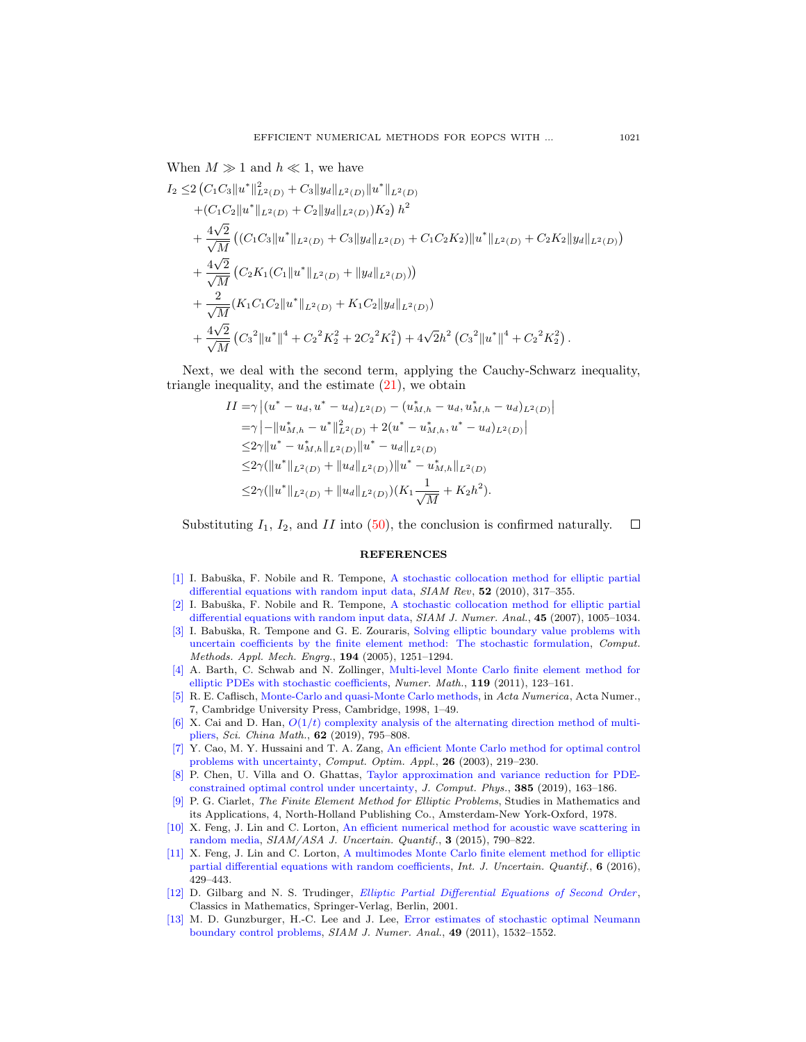When $M \gg 1$ and $h \ll 1$, we have

$$
\begin{aligned}
I_2 \leq & 2\left(C_1C_3\|u^*\|^2_{L^2(D)} + C_3\|y_d\|_{L^2(D)}\|u^*\|_{L^2(D)}\right.\\
& \left.+(C_1C_2\|u^*\|_{L^2(D)} + C_2\|y_d\|_{L^2(D)})K_2\right)h^2\\
& + \frac{4\sqrt{2}}{\sqrt{M}}\left((C_1C_3\|u^*\|_{L^2(D)} + C_3\|y_d\|_{L^2(D)} + C_1C_2K_2)\|u^*\|_{L^2(D)} + C_2K_2\|y_d\|_{L^2(D)}\right)\\
& + \frac{4\sqrt{2}}{\sqrt{M}}\left(C_2K_1(C_1\|u^*\|_{L^2(D)} + \|y_d\|_{L^2(D)})\right)\\
& + \frac{2}{\sqrt{M}}(K_1C_1C_2\|u^*\|_{L^2(D)} + K_1C_2\|y_d\|_{L^2(D)})\\
& + \frac{4\sqrt{2}}{\sqrt{M}}\left({C_3}^2\|u^*\|^4 + {C_2}^2K_2^2 + 2{C_2}^2K_1^2\right) + 4\sqrt{2}h^2\left({C_3}^2\|u^*\|^4 + {C_2}^2K_2^2\right).
\end{aligned}
$$

Next, we deal with the second term, applying the Cauchy-Schwarz inequality, triangle inequality, and the estimate (21), we obtain

$$
\begin{aligned}
II = & \gamma\left|(u^* - u_d, u^* - u_d)_{L^2(D)} - (u^*_{M,h} - u_d, u^*_{M,h} - u_d)_{L^2(D)}\right|\\
= & \gamma\left|-\|u^*_{M,h} - u^*\|^2_{L^2(D)} + 2(u^* - u^*_{M,h}, u^* - u_d)_{L^2(D)}\right|\\
\leq & 2\gamma\|u^* - u^*_{M,h}\|_{L^2(D)}\|u^* - u_d\|_{L^2(D)}\\
\leq & 2\gamma(\|u^*\|_{L^2(D)} + \|u_d\|_{L^2(D)})\|u^* - u^*_{M,h}\|_{L^2(D)}\\
\leq & 2\gamma(\|u^*\|_{L^2(D)} + \|u_d\|_{L^2(D)})(K_1\frac{1}{\sqrt{M}} + K_2h^2).
\end{aligned}
$$

Substituting $I_1$, $I_2$, and $II$ into (50), the conclusion is confirmed naturally. $\square$

## REFERENCES

[1] I. Babuška, F. Nobile and R. Tempone, A stochastic collocation method for elliptic partial differential equations with random input data, *SIAM Rev*, **52** (2010), 317–355.

[2] I. Babuška, F. Nobile and R. Tempone, A stochastic collocation method for elliptic partial differential equations with random input data, *SIAM J. Numer. Anal.*, **45** (2007), 1005–1034.

[3] I. Babuška, R. Tempone and G. E. Zouraris, Solving elliptic boundary value problems with uncertain coefficients by the finite element method: The stochastic formulation, *Comput. Methods. Appl. Mech. Engrg.*, **194** (2005), 1251–1294.

[4] A. Barth, C. Schwab and N. Zollinger, Multi-level Monte Carlo finite element method for elliptic PDEs with stochastic coefficients, *Numer. Math.*, **119** (2011), 123–161.

[5] R. E. Caflisch, Monte-Carlo and quasi-Monte Carlo methods, in *Acta Numerica*, Acta Numer., 7, Cambridge University Press, Cambridge, 1998, 1–49.

[6] X. Cai and D. Han, $O(1/t)$ complexity analysis of the alternating direction method of multipliers, *Sci. China Math.*, **62** (2019), 795–808.

[7] Y. Cao, M. Y. Hussaini and T. A. Zang, An efficient Monte Carlo method for optimal control problems with uncertainty, *Comput. Optim. Appl.*, **26** (2003), 219–230.

[8] P. Chen, U. Villa and O. Ghattas, Taylor approximation and variance reduction for PDE-constrained optimal control under uncertainty, *J. Comput. Phys.*, **385** (2019), 163–186.

[9] P. G. Ciarlet, *The Finite Element Method for Elliptic Problems*, Studies in Mathematics and its Applications, 4, North-Holland Publishing Co., Amsterdam-New York-Oxford, 1978.

[10] X. Feng, J. Lin and C. Lorton, An efficient numerical method for acoustic wave scattering in random media, *SIAM/ASA J. Uncertain. Quantif.*, **3** (2015), 790–822.

[11] X. Feng, J. Lin and C. Lorton, A multimodes Monte Carlo finite element method for elliptic partial differential equations with random coefficients, *Int. J. Uncertain. Quantif.*, **6** (2016), 429–443.

[12] D. Gilbarg and N. S. Trudinger, *Elliptic Partial Differential Equations of Second Order*, Classics in Mathematics, Springer-Verlag, Berlin, 2001.

[13] M. D. Gunzburger, H.-C. Lee and J. Lee, Error estimates of stochastic optimal Neumann boundary control problems, *SIAM J. Numer. Anal.*, **49** (2011), 1532–1552.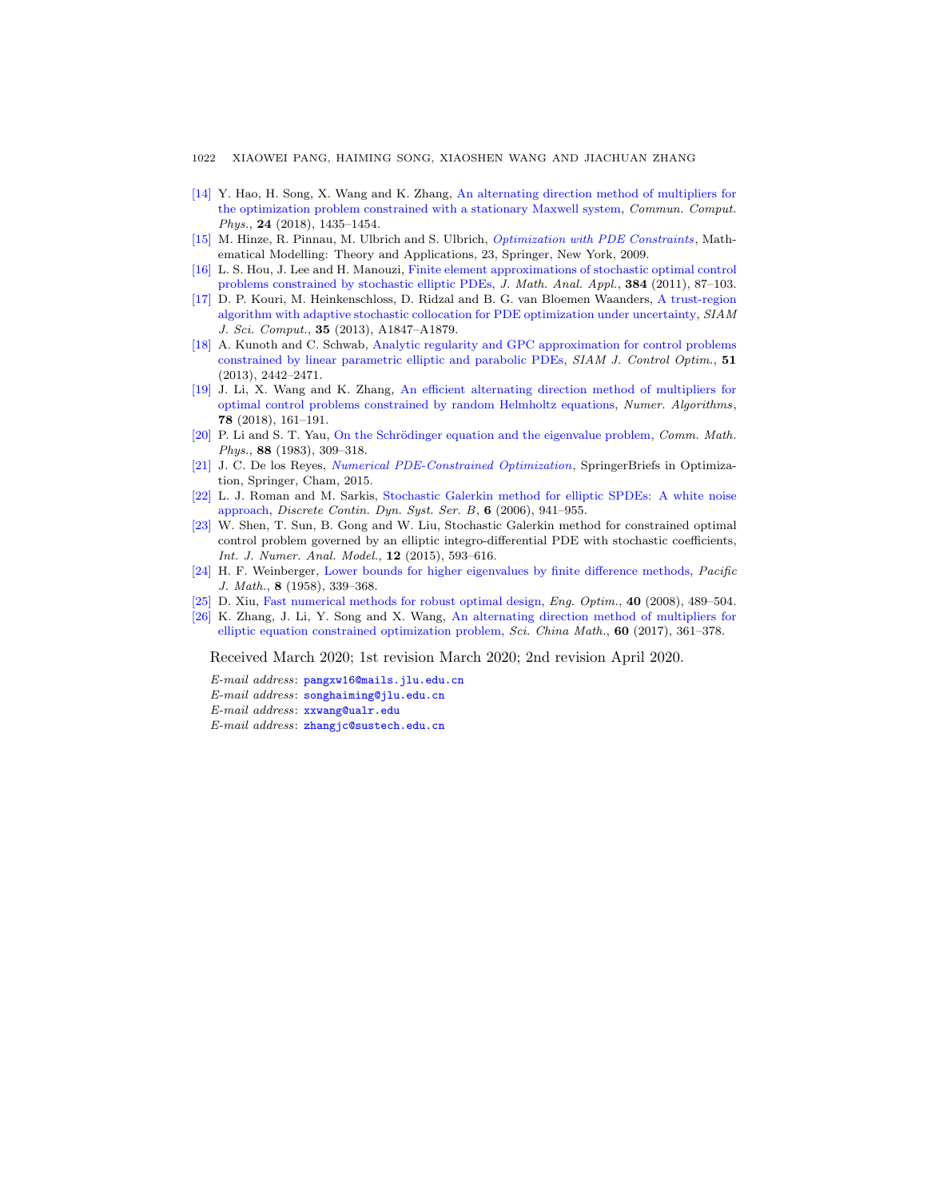[14] Y. Hao, H. Song, X. Wang and K. Zhang, An alternating direction method of multipliers for the optimization problem constrained with a stationary Maxwell system, *Commun. Comput. Phys.*, **24** (2018), 1435–1454.

[15] M. Hinze, R. Pinnau, M. Ulbrich and S. Ulbrich, *Optimization with PDE Constraints*, Mathematical Modelling: Theory and Applications, 23, Springer, New York, 2009.

[16] L. S. Hou, J. Lee and H. Manouzi, Finite element approximations of stochastic optimal control problems constrained by stochastic elliptic PDEs, *J. Math. Anal. Appl.*, **384** (2011), 87–103.

[17] D. P. Kouri, M. Heinkenschloss, D. Ridzal and B. G. van Bloemen Waanders, A trust-region algorithm with adaptive stochastic collocation for PDE optimization under uncertainty, *SIAM J. Sci. Comput.*, **35** (2013), A1847–A1879.

[18] A. Kunoth and C. Schwab, Analytic regularity and GPC approximation for control problems constrained by linear parametric elliptic and parabolic PDEs, *SIAM J. Control Optim.*, **51** (2013), 2442–2471.

[19] J. Li, X. Wang and K. Zhang, An efficient alternating direction method of multipliers for optimal control problems constrained by random Helmholtz equations, *Numer. Algorithms*, **78** (2018), 161–191.

[20] P. Li and S. T. Yau, On the Schrödinger equation and the eigenvalue problem, *Comm. Math. Phys.*, **88** (1983), 309–318.

[21] J. C. De los Reyes, *Numerical PDE-Constrained Optimization*, SpringerBriefs in Optimization, Springer, Cham, 2015.

[22] L. J. Roman and M. Sarkis, Stochastic Galerkin method for elliptic SPDEs: A white noise approach, *Discrete Contin. Dyn. Syst. Ser. B*, **6** (2006), 941–955.

[23] W. Shen, T. Sun, B. Gong and W. Liu, Stochastic Galerkin method for constrained optimal control problem governed by an elliptic integro-differential PDE with stochastic coefficients, *Int. J. Numer. Anal. Model.*, **12** (2015), 593–616.

[24] H. F. Weinberger, Lower bounds for higher eigenvalues by finite difference methods, *Pacific J. Math.*, **8** (1958), 339–368.

[25] D. Xiu, Fast numerical methods for robust optimal design, *Eng. Optim.*, **40** (2008), 489–504.

[26] K. Zhang, J. Li, Y. Song and X. Wang, An alternating direction method of multipliers for elliptic equation constrained optimization problem, *Sci. China Math.*, **60** (2017), 361–378.

Received March 2020; 1st revision March 2020; 2nd revision April 2020.

*E-mail address*: pangxw16@mails.jlu.edu.cn
*E-mail address*: songhaiming@jlu.edu.cn
*E-mail address*: xxwang@ualr.edu
*E-mail address*: zhangjc@sustech.edu.cn